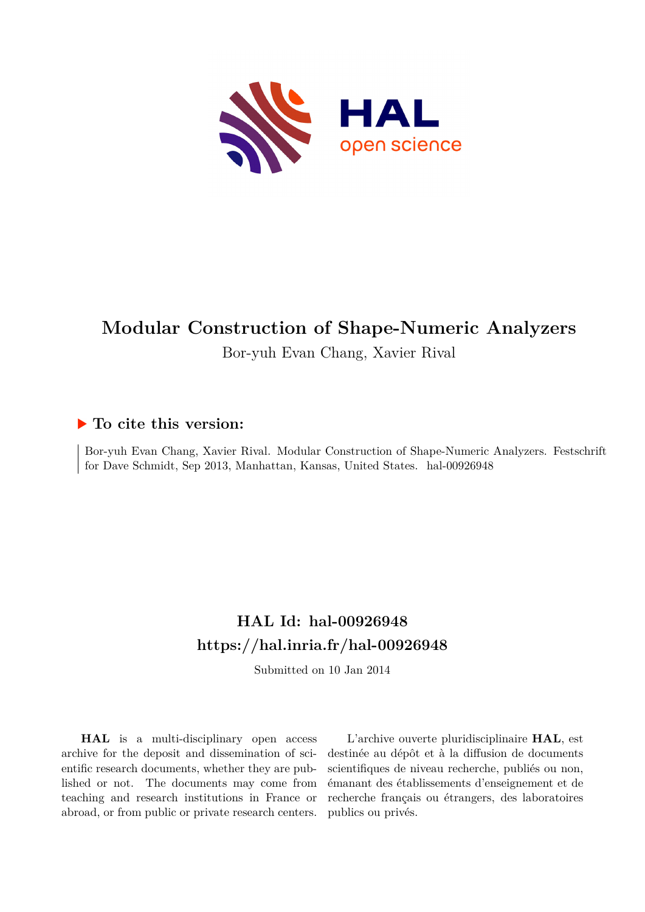# Modular Construction of Shape-Numeric Analyzers

Bor-yuh Evan Chang, Xavier Rival

## ▶ To cite this version:

Bor-yuh Evan Chang, Xavier Rival. Modular Construction of Shape-Numeric Analyzers. Festschrift for Dave Schmidt, Sep 2013, Manhattan, Kansas, United States. hal-00926948

## HAL Id: hal-00926948
## https://hal.inria.fr/hal-00926948

Submitted on 10 Jan 2014

**HAL** is a multi-disciplinary open access archive for the deposit and dissemination of scientific research documents, whether they are published or not. The documents may come from teaching and research institutions in France or abroad, or from public or private research centers.

L'archive ouverte pluridisciplinaire **HAL**, est destinée au dépôt et à la diffusion de documents scientifiques de niveau recherche, publiés ou non, émanant des établissements d'enseignement et de recherche français ou étrangers, des laboratoires publics ou privés.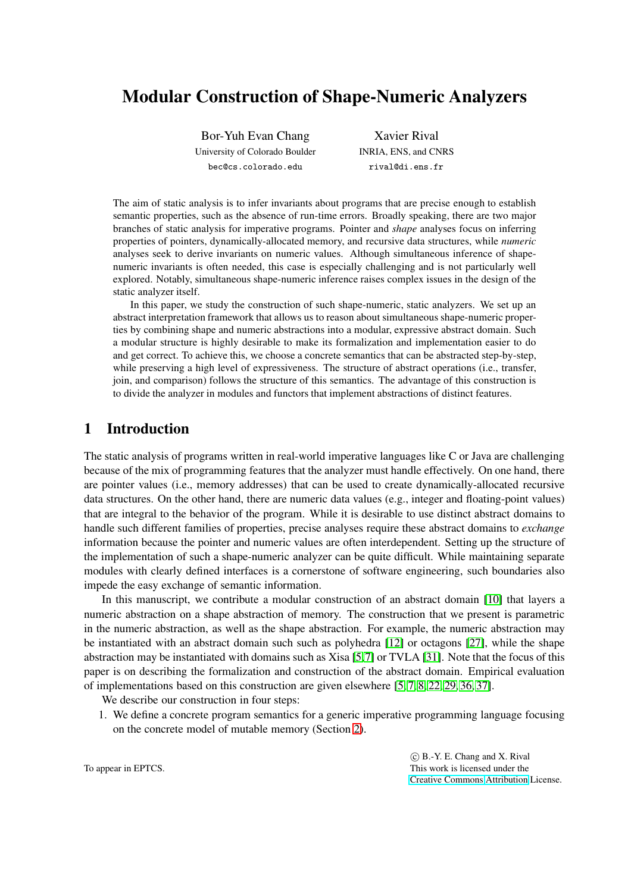# Modular Construction of Shape-Numeric Analyzers

Bor-Yuh Evan Chang
University of Colorado Boulder
bec@cs.colorado.edu

Xavier Rival
INRIA, ENS, and CNRS
rival@di.ens.fr

The aim of static analysis is to infer invariants about programs that are precise enough to establish semantic properties, such as the absence of run-time errors. Broadly speaking, there are two major branches of static analysis for imperative programs. Pointer and *shape* analyses focus on inferring properties of pointers, dynamically-allocated memory, and recursive data structures, while *numeric* analyses seek to derive invariants on numeric values. Although simultaneous inference of shape-numeric invariants is often needed, this case is especially challenging and is not particularly well explored. Notably, simultaneous shape-numeric inference raises complex issues in the design of the static analyzer itself.

In this paper, we study the construction of such shape-numeric, static analyzers. We set up an abstract interpretation framework that allows us to reason about simultaneous shape-numeric properties by combining shape and numeric abstractions into a modular, expressive abstract domain. Such a modular structure is highly desirable to make its formalization and implementation easier to do and get correct. To achieve this, we choose a concrete semantics that can be abstracted step-by-step, while preserving a high level of expressiveness. The structure of abstract operations (i.e., transfer, join, and comparison) follows the structure of this semantics. The advantage of this construction is to divide the analyzer in modules and functors that implement abstractions of distinct features.

## 1 Introduction

The static analysis of programs written in real-world imperative languages like C or Java are challenging because of the mix of programming features that the analyzer must handle effectively. On one hand, there are pointer values (i.e., memory addresses) that can be used to create dynamically-allocated recursive data structures. On the other hand, there are numeric data values (e.g., integer and floating-point values) that are integral to the behavior of the program. While it is desirable to use distinct abstract domains to handle such different families of properties, precise analyses require these abstract domains to *exchange* information because the pointer and numeric values are often interdependent. Setting up the structure of the implementation of such a shape-numeric analyzer can be quite difficult. While maintaining separate modules with clearly defined interfaces is a cornerstone of software engineering, such boundaries also impede the easy exchange of semantic information.

In this manuscript, we contribute a modular construction of an abstract domain [10] that layers a numeric abstraction on a shape abstraction of memory. The construction that we present is parametric in the numeric abstraction, as well as the shape abstraction. For example, the numeric abstraction may be instantiated with an abstract domain such such as polyhedra [12] or octagons [27], while the shape abstraction may be instantiated with domains such as Xisa [5, 7] or TVLA [31]. Note that the focus of this paper is on describing the formalization and construction of the abstract domain. Empirical evaluation of implementations based on this construction are given elsewhere [5, 7, 8, 22, 29, 36, 37].

We describe our construction in four steps:

1. We define a concrete program semantics for a generic imperative programming language focusing on the concrete model of mutable memory (Section 2).

To appear in EPTCS.

© B.-Y. E. Chang and X. Rival
This work is licensed under the Creative Commons Attribution License.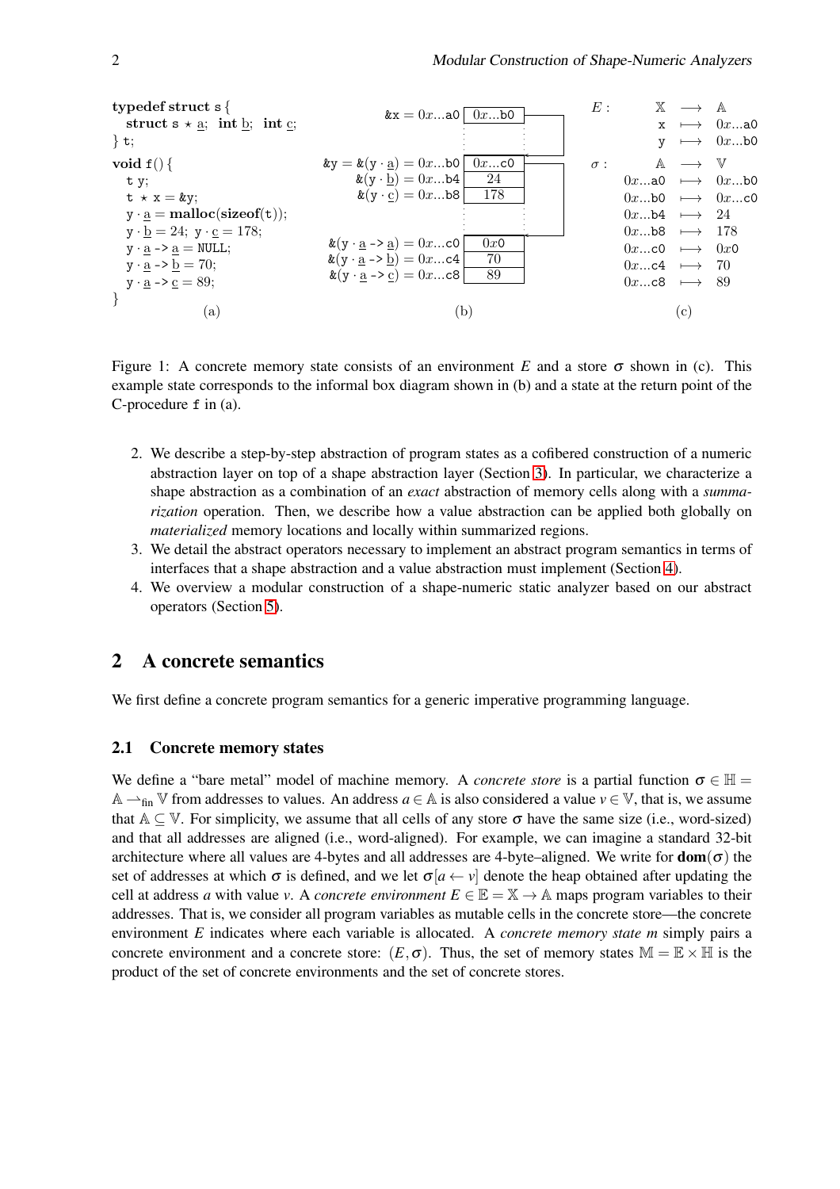```
typedef struct s {
  struct s * a;  int b;  int c;
} t;

void f() {
  t y;
  t * x = &y;
  y · a = malloc(sizeof(t));
  y · b = 24;  y · c = 178;
  y · a -> a = NULL;
  y · a -> b = 70;
  y · a -> c = 89;
}
```

(a)

| Address | Value |
|---|---|
| &x = 0x...a0 | 0x...b0 |
| &y = &(y · a) = 0x...b0 | 0x...c0 |
| &(y · b) = 0x...b4 | 24 |
| &(y · c) = 0x...b8 | 178 |
| &(y · a -> a) = 0x...c0 | 0x0 |
| &(y · a -> b) = 0x...c4 | 70 |
| &(y · a -> c) = 0x...c8 | 89 |

(b)

$E$ : $\mathbb{X} \longrightarrow \mathbb{A}$
- x $\longmapsto$ 0x...a0
- y $\longmapsto$ 0x...b0

$\sigma$ : $\mathbb{A} \longrightarrow \mathbb{V}$
- 0x...a0 $\longmapsto$ 0x...b0
- 0x...b0 $\longmapsto$ 0x...c0
- 0x...b4 $\longmapsto$ 24
- 0x...b8 $\longmapsto$ 178
- 0x...c0 $\longmapsto$ 0x0
- 0x...c4 $\longmapsto$ 70
- 0x...c8 $\longmapsto$ 89

(c)

Figure 1: A concrete memory state consists of an environment $E$ and a store $\sigma$ shown in (c). This example state corresponds to the informal box diagram shown in (b) and a state at the return point of the C-procedure `f` in (a).

2. We describe a step-by-step abstraction of program states as a cofibered construction of a numeric abstraction layer on top of a shape abstraction layer (Section 3). In particular, we characterize a shape abstraction as a combination of an *exact* abstraction of memory cells along with a *summarization* operation. Then, we describe how a value abstraction can be applied both globally on *materialized* memory locations and locally within summarized regions.
3. We detail the abstract operators necessary to implement an abstract program semantics in terms of interfaces that a shape abstraction and a value abstraction must implement (Section 4).
4. We overview a modular construction of a shape-numeric static analyzer based on our abstract operators (Section 5).

## 2 A concrete semantics

We first define a concrete program semantics for a generic imperative programming language.

### 2.1 Concrete memory states

We define a "bare metal" model of machine memory. A *concrete store* is a partial function $\sigma \in \mathbb{H} = \mathbb{A} \rightharpoonup_{\text{fin}} \mathbb{V}$ from addresses to values. An address $a \in \mathbb{A}$ is also considered a value $v \in \mathbb{V}$, that is, we assume that $\mathbb{A} \subseteq \mathbb{V}$. For simplicity, we assume that all cells of any store $\sigma$ have the same size (i.e., word-sized) and that all addresses are aligned (i.e., word-aligned). For example, we can imagine a standard 32-bit architecture where all values are 4-bytes and all addresses are 4-byte–aligned. We write for $\mathbf{dom}(\sigma)$ the set of addresses at which $\sigma$ is defined, and we let $\sigma[a \leftarrow v]$ denote the heap obtained after updating the cell at address $a$ with value $v$. A *concrete environment* $E \in \mathbb{E} = \mathbb{X} \rightarrow \mathbb{A}$ maps program variables to their addresses. That is, we consider all program variables as mutable cells in the concrete store—the concrete environment $E$ indicates where each variable is allocated. A *concrete memory state* $m$ simply pairs a concrete environment and a concrete store: $(E, \sigma)$. Thus, the set of memory states $\mathbb{M} = \mathbb{E} \times \mathbb{H}$ is the product of the set of concrete environments and the set of concrete stores.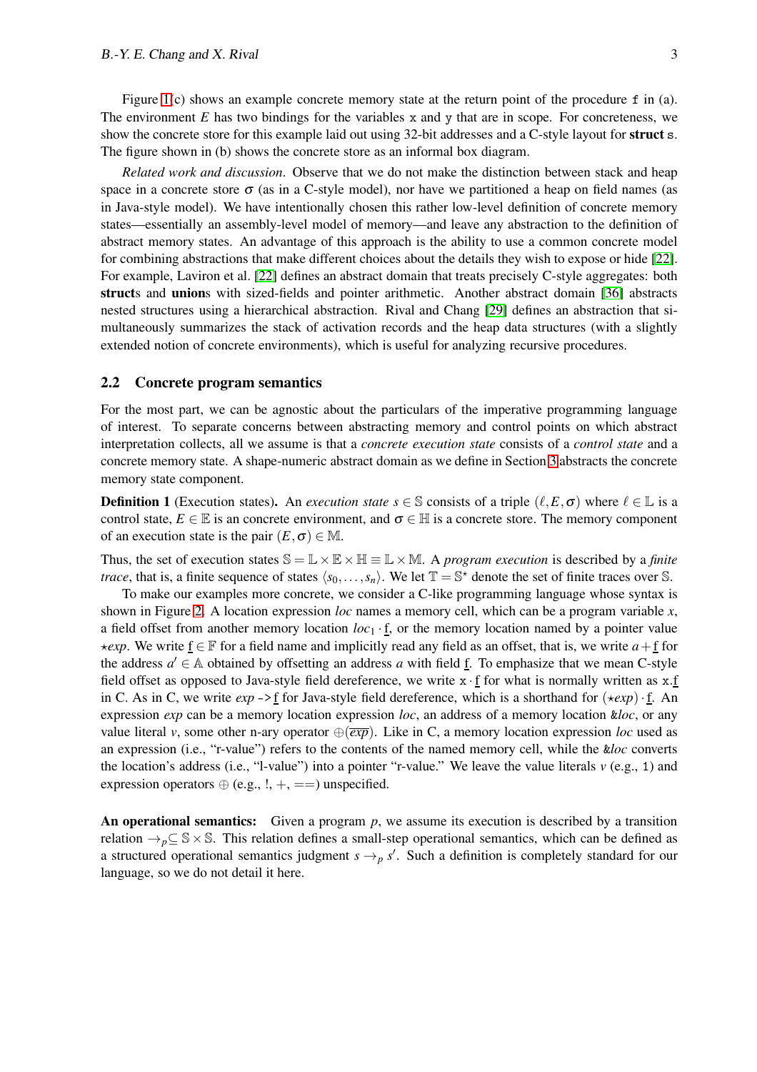Figure 1(c) shows an example concrete memory state at the return point of the procedure `f` in (a). The environment $E$ has two bindings for the variables `x` and `y` that are in scope. For concreteness, we show the concrete store for this example laid out using 32-bit addresses and a C-style layout for **struct** `s`. The figure shown in (b) shows the concrete store as an informal box diagram.

*Related work and discussion.* Observe that we do not make the distinction between stack and heap space in a concrete store $\sigma$ (as in a C-style model), nor have we partitioned a heap on field names (as in Java-style model). We have intentionally chosen this rather low-level definition of concrete memory states—essentially an assembly-level model of memory—and leave any abstraction to the definition of abstract memory states. An advantage of this approach is the ability to use a common concrete model for combining abstractions that make different choices about the details they wish to expose or hide [22]. For example, Laviron et al. [22] defines an abstract domain that treats precisely C-style aggregates: both **struct**s and **union**s with sized-fields and pointer arithmetic. Another abstract domain [36] abstracts nested structures using a hierarchical abstraction. Rival and Chang [29] defines an abstraction that simultaneously summarizes the stack of activation records and the heap data structures (with a slightly extended notion of concrete environments), which is useful for analyzing recursive procedures.

### 2.2 Concrete program semantics

For the most part, we can be agnostic about the particulars of the imperative programming language of interest. To separate concerns between abstracting memory and control points on which abstract interpretation collects, all we assume is that a *concrete execution state* consists of a *control state* and a concrete memory state. A shape-numeric abstract domain as we define in Section 3 abstracts the concrete memory state component.

**Definition 1** (Execution states)**.** An *execution state* $s \in \mathbb{S}$ consists of a triple $(\ell, E, \sigma)$ where $\ell \in \mathbb{L}$ is a control state, $E \in \mathbb{E}$ is an concrete environment, and $\sigma \in \mathbb{H}$ is a concrete store. The memory component of an execution state is the pair $(E, \sigma) \in \mathbb{M}$.

Thus, the set of execution states $\mathbb{S} = \mathbb{L} \times \mathbb{E} \times \mathbb{H} \equiv \mathbb{L} \times \mathbb{M}$. A *program execution* is described by a *finite trace*, that is, a finite sequence of states $\langle s_0, \ldots, s_n \rangle$. We let $\mathbb{T} = \mathbb{S}^\star$ denote the set of finite traces over $\mathbb{S}$.

To make our examples more concrete, we consider a C-like programming language whose syntax is shown in Figure 2. A location expression *loc* names a memory cell, which can be a program variable $x$, a field offset from another memory location $loc_1 \cdot \underline{\mathtt{f}}$, or the memory location named by a pointer value $\star exp$. We write $\underline{\mathtt{f}} \in \mathbb{F}$ for a field name and implicitly read any field as an offset, that is, we write $a + \underline{\mathtt{f}}$ for the address $a' \in \mathbb{A}$ obtained by offsetting an address $a$ with field $\underline{\mathtt{f}}$. To emphasize that we mean C-style field offset as opposed to Java-style field dereference, we write $\mathtt{x} \cdot \underline{\mathtt{f}}$ for what is normally written as $\mathtt{x}.\underline{\mathtt{f}}$ in C. As in C, we write *exp* `->`$\underline{\mathtt{f}}$ for Java-style field dereference, which is a shorthand for $(\star exp) \cdot \underline{\mathtt{f}}$. An expression *exp* can be a memory location expression *loc*, an address of a memory location `&`*loc*, or any value literal $v$, some other n-ary operator $\oplus(\overline{exp})$. Like in C, a memory location expression *loc* used as an expression (i.e., "r-value") refers to the contents of the named memory cell, while the `&`*loc* converts the location's address (i.e., "l-value") into a pointer "r-value." We leave the value literals $v$ (e.g., `1`) and expression operators $\oplus$ (e.g., !, +, ==) unspecified.

**An operational semantics:** Given a program $p$, we assume its execution is described by a transition relation $\rightarrow_p \subseteq \mathbb{S} \times \mathbb{S}$. This relation defines a small-step operational semantics, which can be defined as a structured operational semantics judgment $s \rightarrow_p s'$. Such a definition is completely standard for our language, so we do not detail it here.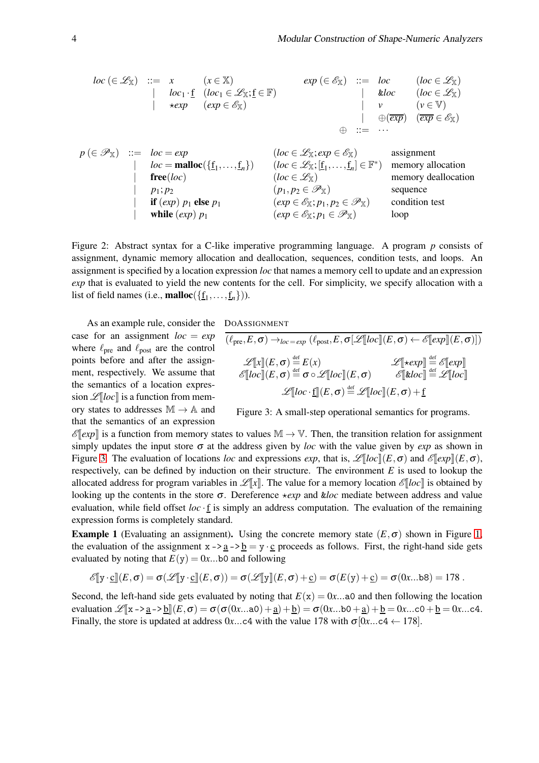$$
\begin{array}{rcll}
loc\ (\in \mathscr{L}_{\mathbb{X}}) & ::= & x & (x \in \mathbb{X}) \\
& | & loc_1 \cdot \underline{f} & (loc_1 \in \mathscr{L}_{\mathbb{X}}; \underline{f} \in \mathbb{F}) \\
& | & \star exp & (exp \in \mathscr{E}_{\mathbb{X}})
\end{array}
\qquad
\begin{array}{rcll}
exp\ (\in \mathscr{E}_{\mathbb{X}}) & ::= & loc & (loc \in \mathscr{L}_{\mathbb{X}}) \\
& | & \&loc & (loc \in \mathscr{L}_{\mathbb{X}}) \\
& | & v & (v \in \mathbb{V}) \\
& | & \oplus(\overline{exp}) & (\overline{exp} \in \mathscr{E}_{\mathbb{X}}) \\
\oplus & ::= & \cdots &
\end{array}
$$

$$
\begin{array}{rclll}
p\ (\in \mathscr{P}_{\mathbb{X}}) & ::= & loc = exp & (loc \in \mathscr{L}_{\mathbb{X}}; exp \in \mathscr{E}_{\mathbb{X}}) & \text{assignment} \\
& | & loc = \mathbf{malloc}(\{\underline{f}_1, \ldots, \underline{f}_n\}) & (loc \in \mathscr{L}_{\mathbb{X}}; [\underline{f}_1, \ldots, \underline{f}_n] \in \mathbb{F}^*) & \text{memory allocation} \\
& | & \mathbf{free}(loc) & (loc \in \mathscr{L}_{\mathbb{X}}) & \text{memory deallocation} \\
& | & p_1; p_2 & (p_1, p_2 \in \mathscr{P}_{\mathbb{X}}) & \text{sequence} \\
& | & \mathbf{if}\ (exp)\ p_1\ \mathbf{else}\ p_1 & (exp \in \mathscr{E}_{\mathbb{X}}; p_1, p_2 \in \mathscr{P}_{\mathbb{X}}) & \text{condition test} \\
& | & \mathbf{while}\ (exp)\ p_1 & (exp \in \mathscr{E}_{\mathbb{X}}; p_1 \in \mathscr{P}_{\mathbb{X}}) & \text{loop}
\end{array}
$$

Figure 2: Abstract syntax for a C-like imperative programming language. A program $p$ consists of assignment, dynamic memory allocation and deallocation, sequences, condition tests, and loops. An assignment is specified by a location expression *loc* that names a memory cell to update and an expression *exp* that is evaluated to yield the new contents for the cell. For simplicity, we specify allocation with a list of field names (i.e., $\mathbf{malloc}(\{\underline{f}_1, \ldots, \underline{f}_n\})$).

DoAssignment

$$
\overline{(\ell_{\text{pre}}, E, \sigma) \rightarrow_{loc=exp} (\ell_{\text{post}}, E, \sigma[\mathscr{L}[\![loc]\!](E,\sigma) \leftarrow \mathscr{E}[\![exp]\!](E,\sigma)])}
$$

$$
\mathscr{L}[\![x]\!](E,\sigma) \stackrel{\text{def}}{=} E(x) \qquad \mathscr{L}[\![\star exp]\!] \stackrel{\text{def}}{=} \mathscr{E}[\![exp]\!]
$$

$$
\mathscr{E}[\![loc]\!](E,\sigma) \stackrel{\text{def}}{=} \sigma \circ \mathscr{L}[\![loc]\!](E,\sigma) \qquad \mathscr{E}[\![\&loc]\!] \stackrel{\text{def}}{=} \mathscr{L}[\![loc]\!]
$$

$$
\mathscr{L}[\![loc \cdot \underline{f}]\!](E,\sigma) \stackrel{\text{def}}{=} \mathscr{L}[\![loc]\!](E,\sigma) + \underline{f}
$$

Figure 3: A small-step operational semantics for programs.

As an example rule, consider the case for an assignment $loc = exp$ where $\ell_{\text{pre}}$ and $\ell_{\text{post}}$ are the control points before and after the assignment, respectively. We assume that the semantics of a location expression $\mathscr{L}[\![loc]\!]$ is a function from memory states to addresses $\mathbb{M} \to \mathbb{A}$ and that the semantics of an expression $\mathscr{E}[\![exp]\!]$ is a function from memory states to values $\mathbb{M} \to \mathbb{V}$. Then, the transition relation for assignment simply updates the input store $\sigma$ at the address given by *loc* with the value given by *exp* as shown in Figure 3. The evaluation of locations *loc* and expressions *exp*, that is, $\mathscr{L}[\![loc]\!](E,\sigma)$ and $\mathscr{E}[\![exp]\!](E,\sigma)$, respectively, can be defined by induction on their structure. The environment $E$ is used to lookup the allocated address for program variables in $\mathscr{L}[\![x]\!]$. The value for a memory location $\mathscr{E}[\![loc]\!]$ is obtained by looking up the contents in the store $\sigma$. Dereference $\star exp$ and $\&loc$ mediate between address and value evaluation, while field offset $loc \cdot \underline{f}$ is simply an address computation. The evaluation of the remaining expression forms is completely standard.

**Example 1** (Evaluating an assignment)**.** Using the concrete memory state $(E,\sigma)$ shown in Figure 1, the evaluation of the assignment `x->`$\underline{a}$`->`$\underline{b}$ $=$ `y`$\cdot\underline{c}$ proceeds as follows. First, the right-hand side gets evaluated by noting that $E(\texttt{y}) = 0x...\texttt{b0}$ and following

$$
\mathscr{E}[\![\texttt{y} \cdot \underline{c}]\!](E,\sigma) = \sigma(\mathscr{L}[\![\texttt{y} \cdot \underline{c}]\!](E,\sigma)) = \sigma(\mathscr{L}[\![\texttt{y}]\!](E,\sigma) + \underline{c}) = \sigma(E(\texttt{y}) + \underline{c}) = \sigma(0x...\texttt{b8}) = 178\ .
$$

Second, the left-hand side gets evaluated by noting that $E(\texttt{x}) = 0x...\texttt{a0}$ and then following the location evaluation $\mathscr{L}[\![\texttt{x->}\underline{a}\texttt{->}\underline{b}]\!](E,\sigma) = \sigma(\sigma(0x...\texttt{a0}) + \underline{a}) + \underline{b}) = \sigma(0x...\texttt{b0} + \underline{a}) + \underline{b} = 0x...\texttt{c0} + \underline{b} = 0x...\texttt{c4}$. Finally, the store is updated at address $0x...\texttt{c4}$ with the value 178 with $\sigma[0x...\texttt{c4} \leftarrow 178]$.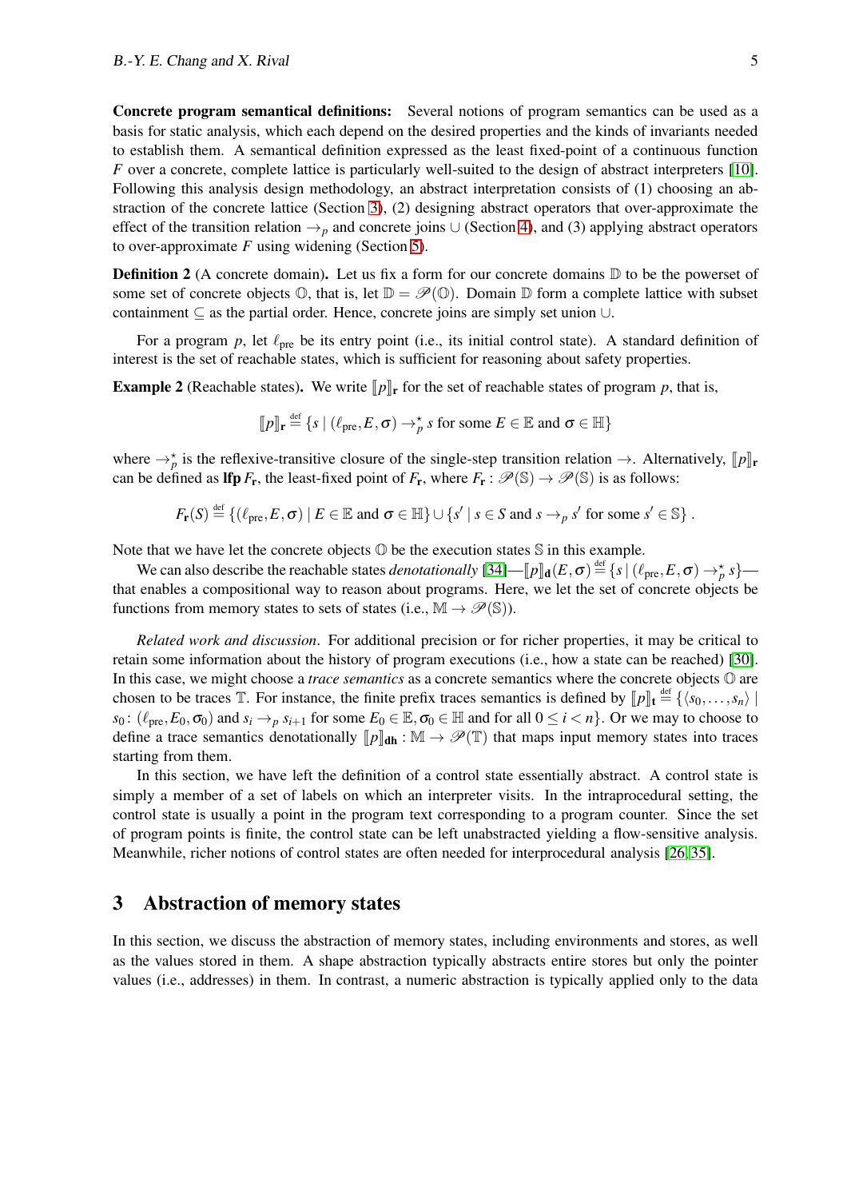**Concrete program semantical definitions:** Several notions of program semantics can be used as a basis for static analysis, which each depend on the desired properties and the kinds of invariants needed to establish them. A semantical definition expressed as the least fixed-point of a continuous function $F$ over a concrete, complete lattice is particularly well-suited to the design of abstract interpreters [10]. Following this analysis design methodology, an abstract interpretation consists of (1) choosing an abstraction of the concrete lattice (Section 3), (2) designing abstract operators that over-approximate the effect of the transition relation $\rightarrow_p$ and concrete joins $\cup$ (Section 4), and (3) applying abstract operators to over-approximate $F$ using widening (Section 5).

**Definition 2** (A concrete domain)**.** Let us fix a form for our concrete domains $\mathbb{D}$ to be the powerset of some set of concrete objects $\mathbb{O}$, that is, let $\mathbb{D} = \mathscr{P}(\mathbb{O})$. Domain $\mathbb{D}$ form a complete lattice with subset containment $\subseteq$ as the partial order. Hence, concrete joins are simply set union $\cup$.

For a program $p$, let $\ell_{\text{pre}}$ be its entry point (i.e., its initial control state). A standard definition of interest is the set of reachable states, which is sufficient for reasoning about safety properties.

**Example 2** (Reachable states)**.** We write $[\![p]\!]_{\mathbf{r}}$ for the set of reachable states of program $p$, that is,

$$[\![p]\!]_{\mathbf{r}} \stackrel{\text{def}}{=} \{s \mid (\ell_{\text{pre}}, E, \sigma) \rightarrow_p^{\star} s \text{ for some } E \in \mathbb{E} \text{ and } \sigma \in \mathbb{H}\}$$

where $\rightarrow_p^{\star}$ is the reflexive-transitive closure of the single-step transition relation $\rightarrow$. Alternatively, $[\![p]\!]_{\mathbf{r}}$ can be defined as $\mathbf{lfp}\, F_{\mathbf{r}}$, the least-fixed point of $F_{\mathbf{r}}$, where $F_{\mathbf{r}} : \mathscr{P}(\mathbb{S}) \rightarrow \mathscr{P}(\mathbb{S})$ is as follows:

$$F_{\mathbf{r}}(S) \stackrel{\text{def}}{=} \{(\ell_{\text{pre}}, E, \sigma) \mid E \in \mathbb{E} \text{ and } \sigma \in \mathbb{H}\} \cup \{s' \mid s \in S \text{ and } s \rightarrow_p s' \text{ for some } s' \in \mathbb{S}\} \;.$$

Note that we have let the concrete objects $\mathbb{O}$ be the execution states $\mathbb{S}$ in this example.

We can also describe the reachable states *denotationally* [34]—$[\![p]\!]_{\mathbf{d}}(E, \sigma) \stackrel{\text{def}}{=} \{s \mid (\ell_{\text{pre}}, E, \sigma) \rightarrow_p^{\star} s\}$—that enables a compositional way to reason about programs. Here, we let the set of concrete objects be functions from memory states to sets of states (i.e., $\mathbb{M} \rightarrow \mathscr{P}(\mathbb{S})$).

*Related work and discussion*. For additional precision or for richer properties, it may be critical to retain some information about the history of program executions (i.e., how a state can be reached) [30]. In this case, we might choose a *trace semantics* as a concrete semantics where the concrete objects $\mathbb{O}$ are chosen to be traces $\mathbb{T}$. For instance, the finite prefix traces semantics is defined by $[\![p]\!]_{\mathbf{t}} \stackrel{\text{def}}{=} \{\langle s_0, \ldots, s_n \rangle \mid s_0 \colon (\ell_{\text{pre}}, E_0, \sigma_0) \text{ and } s_i \rightarrow_p s_{i+1} \text{ for some } E_0 \in \mathbb{E}, \sigma_0 \in \mathbb{H} \text{ and for all } 0 \leq i < n\}$. Or we may to choose to define a trace semantics denotationally $[\![p]\!]_{\mathbf{dh}} : \mathbb{M} \rightarrow \mathscr{P}(\mathbb{T})$ that maps input memory states into traces starting from them.

In this section, we have left the definition of a control state essentially abstract. A control state is simply a member of a set of labels on which an interpreter visits. In the intraprocedural setting, the control state is usually a point in the program text corresponding to a program counter. Since the set of program points is finite, the control state can be left unabstracted yielding a flow-sensitive analysis. Meanwhile, richer notions of control states are often needed for interprocedural analysis [26, 35].

## 3 Abstraction of memory states

In this section, we discuss the abstraction of memory states, including environments and stores, as well as the values stored in them. A shape abstraction typically abstracts entire stores but only the pointer values (i.e., addresses) in them. In contrast, a numeric abstraction is typically applied only to the data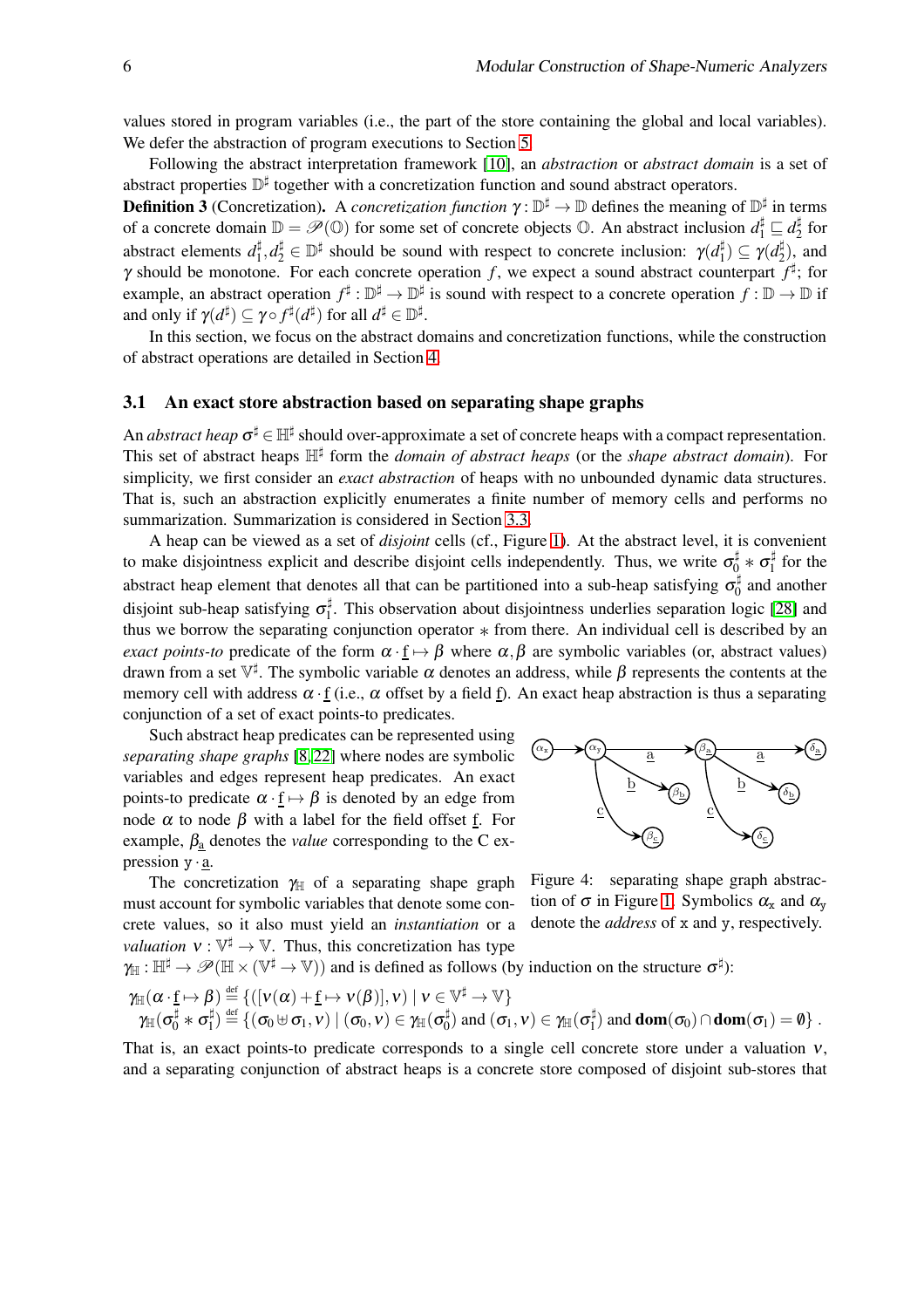values stored in program variables (i.e., the part of the store containing the global and local variables). We defer the abstraction of program executions to Section 5.

Following the abstract interpretation framework [10], an *abstraction* or *abstract domain* is a set of abstract properties $\mathbb{D}^\sharp$ together with a concretization function and sound abstract operators.

**Definition 3** (Concretization)**.** A *concretization function* $\gamma : \mathbb{D}^\sharp \to \mathbb{D}$ defines the meaning of $\mathbb{D}^\sharp$ in terms of a concrete domain $\mathbb{D} = \mathscr{P}(\mathbb{O})$ for some set of concrete objects $\mathbb{O}$. An abstract inclusion $d_1^\sharp \sqsubseteq d_2^\sharp$ for abstract elements $d_1^\sharp, d_2^\sharp \in \mathbb{D}^\sharp$ should be sound with respect to concrete inclusion: $\gamma(d_1^\sharp) \subseteq \gamma(d_2^\sharp)$, and $\gamma$ should be monotone. For each concrete operation $f$, we expect a sound abstract counterpart $f^\sharp$; for example, an abstract operation $f^\sharp : \mathbb{D}^\sharp \to \mathbb{D}^\sharp$ is sound with respect to a concrete operation $f : \mathbb{D} \to \mathbb{D}$ if and only if $\gamma(d^\sharp) \subseteq \gamma \circ f^\sharp(d^\sharp)$ for all $d^\sharp \in \mathbb{D}^\sharp$.

In this section, we focus on the abstract domains and concretization functions, while the construction of abstract operations are detailed in Section 4.

### 3.1 An exact store abstraction based on separating shape graphs

An *abstract heap* $\sigma^\sharp \in \mathbb{H}^\sharp$ should over-approximate a set of concrete heaps with a compact representation. This set of abstract heaps $\mathbb{H}^\sharp$ form the *domain of abstract heaps* (or the *shape abstract domain*). For simplicity, we first consider an *exact abstraction* of heaps with no unbounded dynamic data structures. That is, such an abstraction explicitly enumerates a finite number of memory cells and performs no summarization. Summarization is considered in Section 3.3.

A heap can be viewed as a set of *disjoint* cells (cf., Figure 1). At the abstract level, it is convenient to make disjointness explicit and describe disjoint cells independently. Thus, we write $\sigma_0^\sharp * \sigma_1^\sharp$ for the abstract heap element that denotes all that can be partitioned into a sub-heap satisfying $\sigma_0^\sharp$ and another disjoint sub-heap satisfying $\sigma_1^\sharp$. This observation about disjointness underlies separation logic [28] and thus we borrow the separating conjunction operator $*$ from there. An individual cell is described by an *exact points-to* predicate of the form $\alpha \cdot \underline{f} \mapsto \beta$ where $\alpha, \beta$ are symbolic variables (or, abstract values) drawn from a set $\mathbb{V}^\sharp$. The symbolic variable $\alpha$ denotes an address, while $\beta$ represents the contents at the memory cell with address $\alpha \cdot \underline{f}$ (i.e., $\alpha$ offset by a field $\underline{f}$). An exact heap abstraction is thus a separating conjunction of a set of exact points-to predicates.

Such abstract heap predicates can be represented using *separating shape graphs* [8,22] where nodes are symbolic variables and edges represent heap predicates. An exact points-to predicate $\alpha \cdot \underline{f} \mapsto \beta$ is denoted by an edge from node $\alpha$ to node $\beta$ with a label for the field offset $\underline{f}$. For example, $\beta_{\underline{a}}$ denotes the *value* corresponding to the C expression $\mathtt{y} \cdot \underline{\mathtt{a}}$.

Figure 4: separating shape graph abstraction of $\sigma$ in Figure 1. Symbolics $\alpha_{\mathtt{x}}$ and $\alpha_{\mathtt{y}}$ denote the *address* of x and y, respectively.

The concretization $\gamma_{\mathbb{H}}$ of a separating shape graph must account for symbolic variables that denote some concrete values, so it also must yield an *instantiation* or a *valuation* $\nu : \mathbb{V}^\sharp \to \mathbb{V}$. Thus, this concretization has type $\gamma_{\mathbb{H}} : \mathbb{H}^\sharp \to \mathscr{P}(\mathbb{H} \times (\mathbb{V}^\sharp \to \mathbb{V}))$ and is defined as follows (by induction on the structure $\sigma^\sharp$):

$$\gamma_{\mathbb{H}}(\alpha \cdot \underline{f} \mapsto \beta) \stackrel{\text{def}}{=} \{([\nu(\alpha) + \underline{f} \mapsto \nu(\beta)], \nu) \mid \nu \in \mathbb{V}^\sharp \to \mathbb{V}\}$$
$$\gamma_{\mathbb{H}}(\sigma_0^\sharp * \sigma_1^\sharp) \stackrel{\text{def}}{=} \{(\sigma_0 \uplus \sigma_1, \nu) \mid (\sigma_0, \nu) \in \gamma_{\mathbb{H}}(\sigma_0^\sharp) \text{ and } (\sigma_1, \nu) \in \gamma_{\mathbb{H}}(\sigma_1^\sharp) \text{ and } \mathbf{dom}(\sigma_0) \cap \mathbf{dom}(\sigma_1) = \emptyset\} .$$

That is, an exact points-to predicate corresponds to a single cell concrete store under a valuation $\nu$, and a separating conjunction of abstract heaps is a concrete store composed of disjoint sub-stores that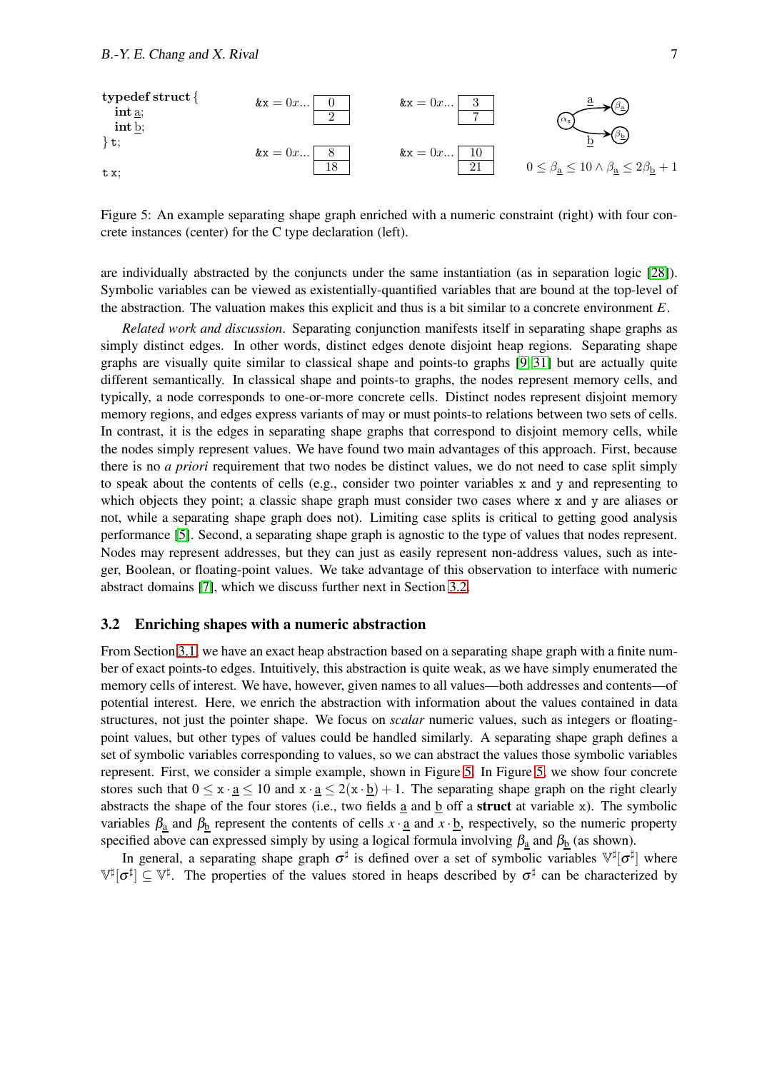```
typedef struct {
  int a;
  int b;
} t;

t x;
```

| &x = 0x... | | &x = 0x... | |
|---|---|---|---|
| | 0 | | 3 |
| | 2 | | 7 |
| &x = 0x... | | &x = 0x... | |
| | 8 | | 10 |
| | 18 | | 21 |

$0 \leq \beta_{\underline{a}} \leq 10 \wedge \beta_{\underline{a}} \leq 2\beta_{\underline{b}} + 1$

Figure 5: An example separating shape graph enriched with a numeric constraint (right) with four concrete instances (center) for the C type declaration (left).

are individually abstracted by the conjuncts under the same instantiation (as in separation logic [28]). Symbolic variables can be viewed as existentially-quantified variables that are bound at the top-level of the abstraction. The valuation makes this explicit and thus is a bit similar to a concrete environment $E$.

*Related work and discussion*. Separating conjunction manifests itself in separating shape graphs as simply distinct edges. In other words, distinct edges denote disjoint heap regions. Separating shape graphs are visually quite similar to classical shape and points-to graphs [9, 31] but are actually quite different semantically. In classical shape and points-to graphs, the nodes represent memory cells, and typically, a node corresponds to one-or-more concrete cells. Distinct nodes represent disjoint memory memory regions, and edges express variants of may or must points-to relations between two sets of cells. In contrast, it is the edges in separating shape graphs that correspond to disjoint memory cells, while the nodes simply represent values. We have found two main advantages of this approach. First, because there is no *a priori* requirement that two nodes be distinct values, we do not need to case split simply to speak about the contents of cells (e.g., consider two pointer variables x and y and representing to which objects they point; a classic shape graph must consider two cases where x and y are aliases or not, while a separating shape graph does not). Limiting case splits is critical to getting good analysis performance [5]. Second, a separating shape graph is agnostic to the type of values that nodes represent. Nodes may represent addresses, but they can just as easily represent non-address values, such as integer, Boolean, or floating-point values. We take advantage of this observation to interface with numeric abstract domains [7], which we discuss further next in Section 3.2.

### 3.2 Enriching shapes with a numeric abstraction

From Section 3.1, we have an exact heap abstraction based on a separating shape graph with a finite number of exact points-to edges. Intuitively, this abstraction is quite weak, as we have simply enumerated the memory cells of interest. We have, however, given names to all values—both addresses and contents—of potential interest. Here, we enrich the abstraction with information about the values contained in data structures, not just the pointer shape. We focus on *scalar* numeric values, such as integers or floating-point values, but other types of values could be handled similarly. A separating shape graph defines a set of symbolic variables corresponding to values, so we can abstract the values those symbolic variables represent. First, we consider a simple example, shown in Figure 5. In Figure 5, we show four concrete stores such that $0 \leq \mathtt{x} \cdot \underline{a} \leq 10$ and $\mathtt{x} \cdot \underline{a} \leq 2(\mathtt{x} \cdot \underline{b}) + 1$. The separating shape graph on the right clearly abstracts the shape of the four stores (i.e., two fields $\underline{a}$ and $\underline{b}$ off a **struct** at variable x). The symbolic variables $\beta_{\underline{a}}$ and $\beta_{\underline{b}}$ represent the contents of cells $x \cdot \underline{a}$ and $x \cdot \underline{b}$, respectively, so the numeric property specified above can expressed simply by using a logical formula involving $\beta_{\underline{a}}$ and $\beta_{\underline{b}}$ (as shown).

In general, a separating shape graph $\sigma^\sharp$ is defined over a set of symbolic variables $\mathbb{V}^\sharp[\sigma^\sharp]$ where $\mathbb{V}^\sharp[\sigma^\sharp] \subseteq \mathbb{V}^\sharp$. The properties of the values stored in heaps described by $\sigma^\sharp$ can be characterized by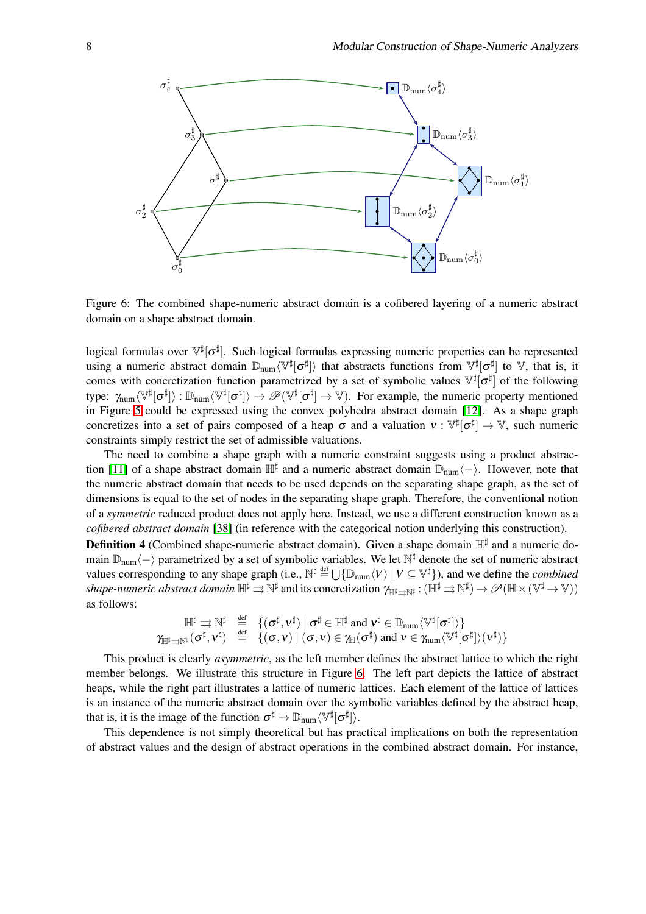Figure 6: The combined shape-numeric abstract domain is a cofibered layering of a numeric abstract domain on a shape abstract domain.

logical formulas over $\mathbb{V}^\sharp[\sigma^\sharp]$. Such logical formulas expressing numeric properties can be represented using a numeric abstract domain $\mathbb{D}_{\text{num}}\langle\mathbb{V}^\sharp[\sigma^\sharp]\rangle$ that abstracts functions from $\mathbb{V}^\sharp[\sigma^\sharp]$ to $\mathbb{V}$, that is, it comes with concretization function parametrized by a set of symbolic values $\mathbb{V}^\sharp[\sigma^\sharp]$ of the following type: $\gamma_{\text{num}}\langle\mathbb{V}^\sharp[\sigma^\sharp]\rangle : \mathbb{D}_{\text{num}}\langle\mathbb{V}^\sharp[\sigma^\sharp]\rangle \to \mathscr{P}(\mathbb{V}^\sharp[\sigma^\sharp] \to \mathbb{V})$. For example, the numeric property mentioned in Figure 5 could be expressed using the convex polyhedra abstract domain [12]. As a shape graph concretizes into a set of pairs composed of a heap $\sigma$ and a valuation $\nu : \mathbb{V}^\sharp[\sigma^\sharp] \to \mathbb{V}$, such numeric constraints simply restrict the set of admissible valuations.

The need to combine a shape graph with a numeric constraint suggests using a product abstraction [11] of a shape abstract domain $\mathbb{H}^\sharp$ and a numeric abstract domain $\mathbb{D}_{\text{num}}\langle-\rangle$. However, note that the numeric abstract domain that needs to be used depends on the separating shape graph, as the set of dimensions is equal to the set of nodes in the separating shape graph. Therefore, the conventional notion of a *symmetric* reduced product does not apply here. Instead, we use a different construction known as a *cofibered abstract domain* [38] (in reference with the categorical notion underlying this construction).

**Definition 4** (Combined shape-numeric abstract domain)**.** Given a shape domain $\mathbb{H}^\sharp$ and a numeric domain $\mathbb{D}_{\text{num}}\langle-\rangle$ parametrized by a set of symbolic variables. We let $\mathbb{N}^\sharp$ denote the set of numeric abstract values corresponding to any shape graph (i.e., $\mathbb{N}^\sharp \stackrel{\text{def}}{=} \bigcup\{\mathbb{D}_{\text{num}}\langle V\rangle \mid V \subseteq \mathbb{V}^\sharp\}$), and we define the *combined shape-numeric abstract domain* $\mathbb{H}^\sharp \rightrightarrows \mathbb{N}^\sharp$ and its concretization $\gamma_{\mathbb{H}^\sharp \rightrightarrows \mathbb{N}^\sharp} : (\mathbb{H}^\sharp \rightrightarrows \mathbb{N}^\sharp) \to \mathscr{P}(\mathbb{H} \times (\mathbb{V}^\sharp \to \mathbb{V}))$ as follows:

$$
\begin{array}{rcl}
\mathbb{H}^\sharp \rightrightarrows \mathbb{N}^\sharp & \stackrel{\text{def}}{=} & \{(\sigma^\sharp, \nu^\sharp) \mid \sigma^\sharp \in \mathbb{H}^\sharp \text{ and } \nu^\sharp \in \mathbb{D}_{\text{num}}\langle\mathbb{V}^\sharp[\sigma^\sharp]\rangle\} \\
\gamma_{\mathbb{H}^\sharp \rightrightarrows \mathbb{N}^\sharp}(\sigma^\sharp, \nu^\sharp) & \stackrel{\text{def}}{=} & \{(\sigma, \nu) \mid (\sigma, \nu) \in \gamma_{\mathbb{H}}(\sigma^\sharp) \text{ and } \nu \in \gamma_{\text{num}}\langle\mathbb{V}^\sharp[\sigma^\sharp]\rangle(\nu^\sharp)\}
\end{array}
$$

This product is clearly *asymmetric*, as the left member defines the abstract lattice to which the right member belongs. We illustrate this structure in Figure 6. The left part depicts the lattice of abstract heaps, while the right part illustrates a lattice of numeric lattices. Each element of the lattice of lattices is an instance of the numeric abstract domain over the symbolic variables defined by the abstract heap, that is, it is the image of the function $\sigma^\sharp \mapsto \mathbb{D}_{\text{num}}\langle\mathbb{V}^\sharp[\sigma^\sharp]\rangle$.

This dependence is not simply theoretical but has practical implications on both the representation of abstract values and the design of abstract operations in the combined abstract domain. For instance,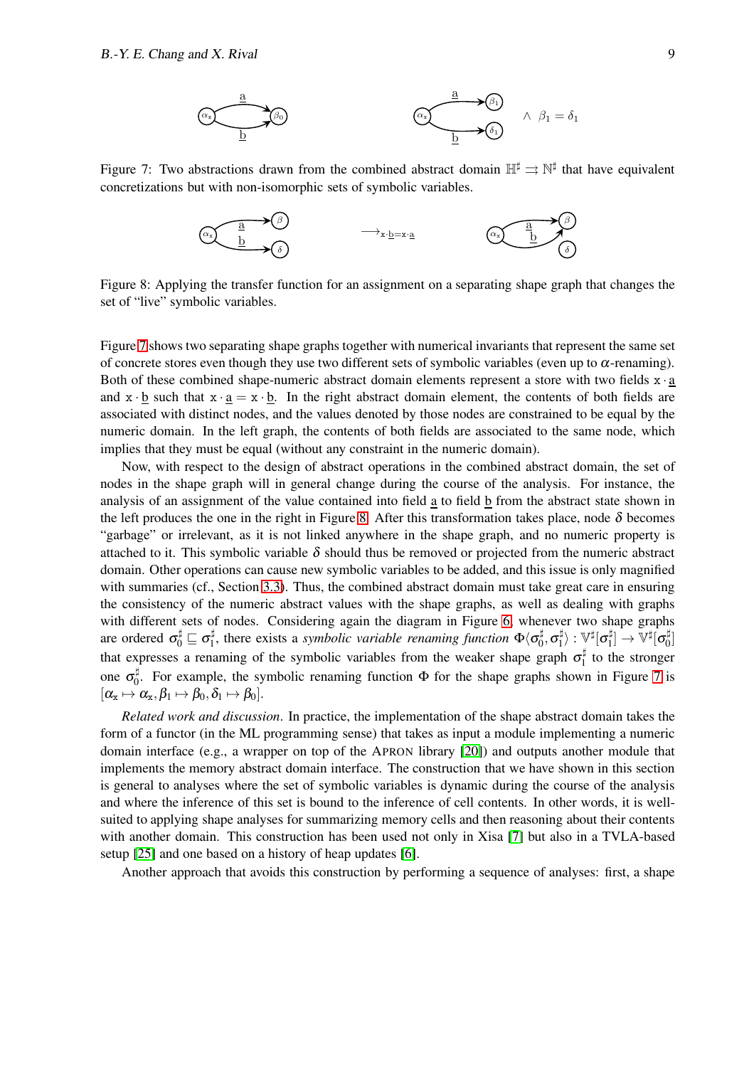Figure 7: Two abstractions drawn from the combined abstract domain $\mathbb{H}^\sharp \rightrightarrows \mathbb{N}^\sharp$ that have equivalent concretizations but with non-isomorphic sets of symbolic variables.

Figure 8: Applying the transfer function for an assignment on a separating shape graph that changes the set of "live" symbolic variables.

Figure 7 shows two separating shape graphs together with numerical invariants that represent the same set of concrete stores even though they use two different sets of symbolic variables (even up to $\alpha$-renaming). Both of these combined shape-numeric abstract domain elements represent a store with two fields $\mathtt{x} \cdot \underline{\mathrm{a}}$ and $\mathtt{x} \cdot \underline{\mathrm{b}}$ such that $\mathtt{x} \cdot \underline{\mathrm{a}} = \mathtt{x} \cdot \underline{\mathrm{b}}$. In the right abstract domain element, the contents of both fields are associated with distinct nodes, and the values denoted by those nodes are constrained to be equal by the numeric domain. In the left graph, the contents of both fields are associated to the same node, which implies that they must be equal (without any constraint in the numeric domain).

Now, with respect to the design of abstract operations in the combined abstract domain, the set of nodes in the shape graph will in general change during the course of the analysis. For instance, the analysis of an assignment of the value contained into field $\underline{\mathrm{a}}$ to field $\underline{\mathrm{b}}$ from the abstract state shown in the left produces the one in the right in Figure 8. After this transformation takes place, node $\delta$ becomes "garbage" or irrelevant, as it is not linked anywhere in the shape graph, and no numeric property is attached to it. This symbolic variable $\delta$ should thus be removed or projected from the numeric abstract domain. Other operations can cause new symbolic variables to be added, and this issue is only magnified with summaries (cf., Section 3.3). Thus, the combined abstract domain must take great care in ensuring the consistency of the numeric abstract values with the shape graphs, as well as dealing with graphs with different sets of nodes. Considering again the diagram in Figure 6, whenever two shape graphs are ordered $\sigma_0^\sharp \sqsubseteq \sigma_1^\sharp$, there exists a *symbolic variable renaming function* $\Phi\langle\sigma_0^\sharp, \sigma_1^\sharp\rangle : \mathbb{V}^\sharp[\sigma_1^\sharp] \to \mathbb{V}^\sharp[\sigma_0^\sharp]$ that expresses a renaming of the symbolic variables from the weaker shape graph $\sigma_1^\sharp$ to the stronger one $\sigma_0^\sharp$. For example, the symbolic renaming function $\Phi$ for the shape graphs shown in Figure 7 is $[\alpha_{\mathtt{x}} \mapsto \alpha_{\mathtt{x}}, \beta_1 \mapsto \beta_0, \delta_1 \mapsto \beta_0]$.

*Related work and discussion*. In practice, the implementation of the shape abstract domain takes the form of a functor (in the ML programming sense) that takes as input a module implementing a numeric domain interface (e.g., a wrapper on top of the APRON library [20]) and outputs another module that implements the memory abstract domain interface. The construction that we have shown in this section is general to analyses where the set of symbolic variables is dynamic during the course of the analysis and where the inference of this set is bound to the inference of cell contents. In other words, it is well-suited to applying shape analyses for summarizing memory cells and then reasoning about their contents with another domain. This construction has been used not only in Xisa [7] but also in a TVLA-based setup [25] and one based on a history of heap updates [6].

Another approach that avoids this construction by performing a sequence of analyses: first, a shape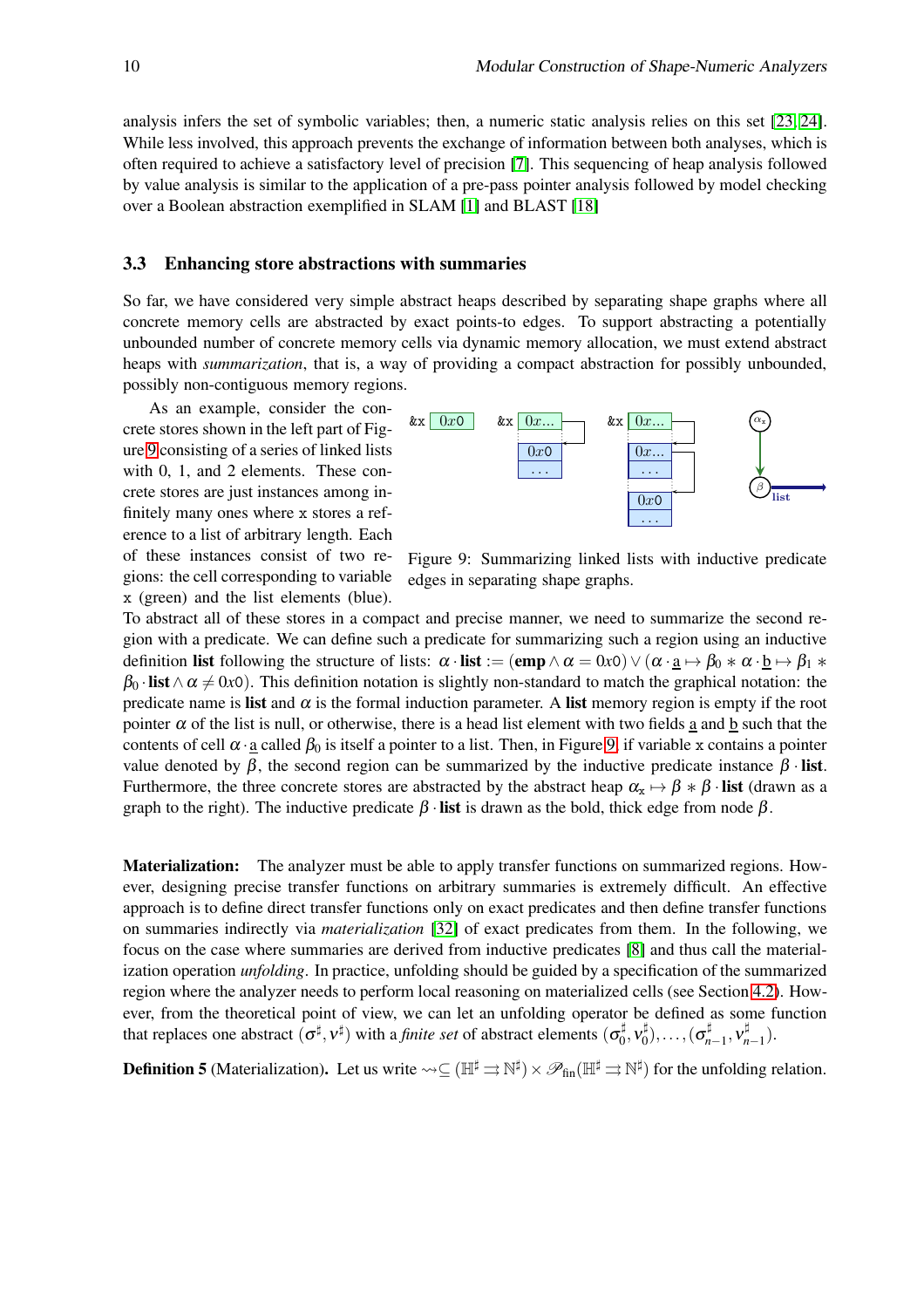analysis infers the set of symbolic variables; then, a numeric static analysis relies on this set [23, 24]. While less involved, this approach prevents the exchange of information between both analyses, which is often required to achieve a satisfactory level of precision [7]. This sequencing of heap analysis followed by value analysis is similar to the application of a pre-pass pointer analysis followed by model checking over a Boolean abstraction exemplified in SLAM [1] and BLAST [18]

### 3.3 Enhancing store abstractions with summaries

So far, we have considered very simple abstract heaps described by separating shape graphs where all concrete memory cells are abstracted by exact points-to edges. To support abstracting a potentially unbounded number of concrete memory cells via dynamic memory allocation, we must extend abstract heaps with *summarization*, that is, a way of providing a compact abstraction for possibly unbounded, possibly non-contiguous memory regions.

As an example, consider the concrete stores shown in the left part of Figure 9 consisting of a series of linked lists with 0, 1, and 2 elements. These concrete stores are just instances among infinitely many ones where `x` stores a reference to a list of arbitrary length. Each of these instances consist of two regions: the cell corresponding to variable `x` (green) and the list elements (blue). To abstract all of these stores in a compact and precise manner, we need to summarize the second region with a predicate. We can define such a predicate for summarizing such a region using an inductive definition **list** following the structure of lists: $\alpha \cdot \mathbf{list} := (\mathbf{emp} \wedge \alpha = 0x0) \vee (\alpha \cdot \underline{a} \mapsto \beta_0 * \alpha \cdot \underline{b} \mapsto \beta_1 * \beta_0 \cdot \mathbf{list} \wedge \alpha \neq 0x0)$. This definition notation is slightly non-standard to match the graphical notation: the predicate name is **list** and $\alpha$ is the formal induction parameter. A **list** memory region is empty if the root pointer $\alpha$ of the list is null, or otherwise, there is a head list element with two fields $\underline{a}$ and $\underline{b}$ such that the contents of cell $\alpha \cdot \underline{a}$ called $\beta_0$ is itself a pointer to a list. Then, in Figure 9, if variable `x` contains a pointer value denoted by $\beta$, the second region can be summarized by the inductive predicate instance $\beta \cdot \mathbf{list}$. Furthermore, the three concrete stores are abstracted by the abstract heap $\alpha_{\mathtt{x}} \mapsto \beta * \beta \cdot \mathbf{list}$ (drawn as a graph to the right). The inductive predicate $\beta \cdot \mathbf{list}$ is drawn as the bold, thick edge from node $\beta$.

Figure 9: Summarizing linked lists with inductive predicate edges in separating shape graphs.

**Materialization:** The analyzer must be able to apply transfer functions on summarized regions. However, designing precise transfer functions on arbitrary summaries is extremely difficult. An effective approach is to define direct transfer functions only on exact predicates and then define transfer functions on summaries indirectly via *materialization* [32] of exact predicates from them. In the following, we focus on the case where summaries are derived from inductive predicates [8] and thus call the materialization operation *unfolding*. In practice, unfolding should be guided by a specification of the summarized region where the analyzer needs to perform local reasoning on materialized cells (see Section 4.2). However, from the theoretical point of view, we can let an unfolding operator be defined as some function that replaces one abstract $(\sigma^\sharp, \nu^\sharp)$ with a *finite set* of abstract elements $(\sigma_0^\sharp, \nu_0^\sharp), \ldots, (\sigma_{n-1}^\sharp, \nu_{n-1}^\sharp)$.

**Definition 5** (Materialization)**.** Let us write $\leadsto \subseteq (\mathbb{H}^\sharp \rightrightarrows \mathbb{N}^\sharp) \times \mathscr{P}_{\mathrm{fin}}(\mathbb{H}^\sharp \rightrightarrows \mathbb{N}^\sharp)$ for the unfolding relation.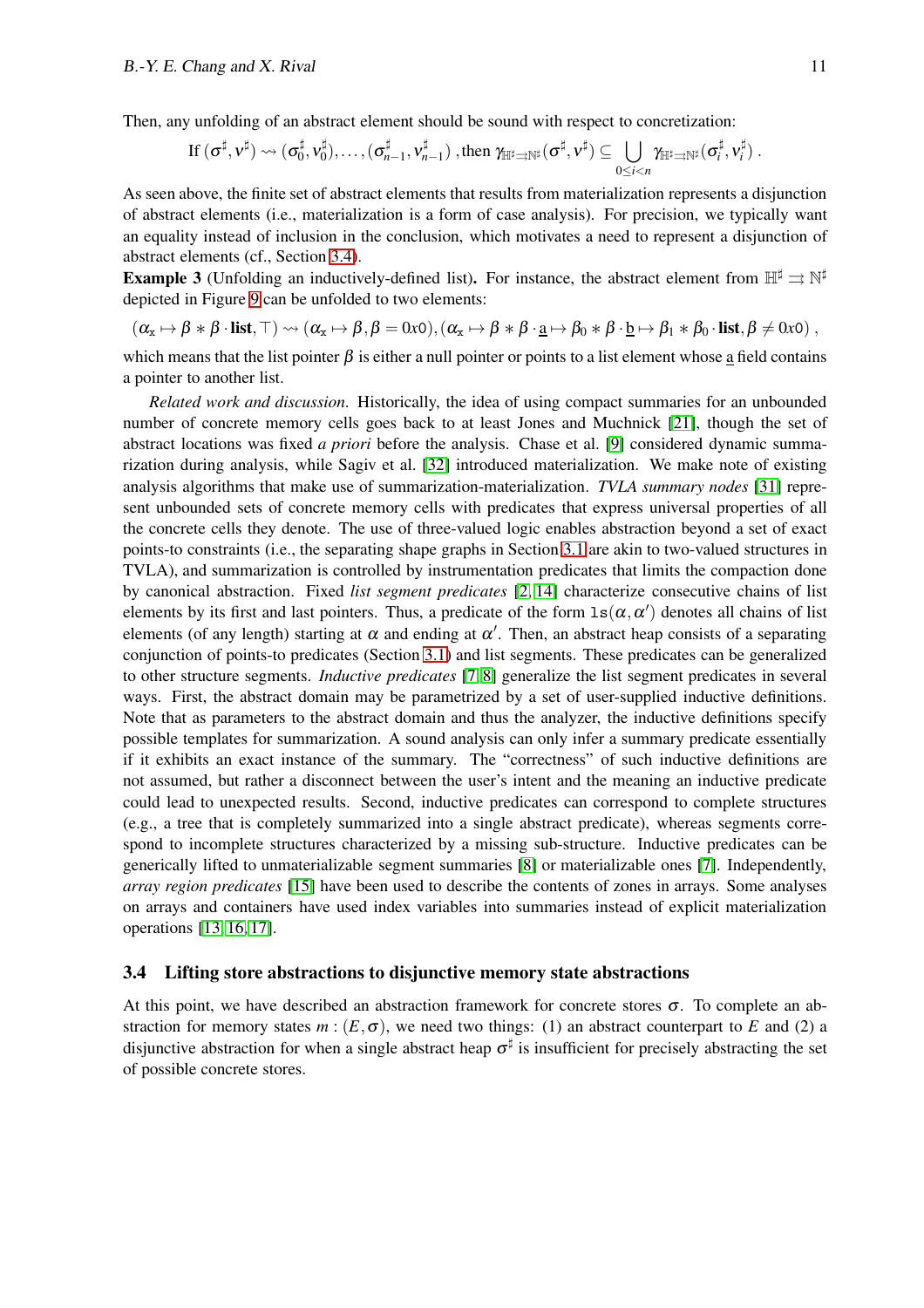Then, any unfolding of an abstract element should be sound with respect to concretization:

$$\text{If } (\sigma^\sharp, \nu^\sharp) \rightsquigarrow (\sigma_0^\sharp, \nu_0^\sharp), \ldots, (\sigma_{n-1}^\sharp, \nu_{n-1}^\sharp) \text{ , then } \gamma_{\mathbb{H}^\sharp \rightrightarrows \mathbb{N}^\sharp}(\sigma^\sharp, \nu^\sharp) \subseteq \bigcup_{0 \le i < n} \gamma_{\mathbb{H}^\sharp \rightrightarrows \mathbb{N}^\sharp}(\sigma_i^\sharp, \nu_i^\sharp) \,.$$

As seen above, the finite set of abstract elements that results from materialization represents a disjunction of abstract elements (i.e., materialization is a form of case analysis). For precision, we typically want an equality instead of inclusion in the conclusion, which motivates a need to represent a disjunction of abstract elements (cf., Section 3.4).

**Example 3** (Unfolding an inductively-defined list)**.** For instance, the abstract element from $\mathbb{H}^\sharp \rightrightarrows \mathbb{N}^\sharp$ depicted in Figure 9 can be unfolded to two elements:

$$(\alpha_{\mathtt{x}} \mapsto \beta * \beta \cdot \mathbf{list}, \top) \rightsquigarrow (\alpha_{\mathtt{x}} \mapsto \beta, \beta = 0x\mathtt{0}), (\alpha_{\mathtt{x}} \mapsto \beta * \beta \cdot \underline{\mathrm{a}} \mapsto \beta_0 * \beta \cdot \underline{\mathrm{b}} \mapsto \beta_1 * \beta_0 \cdot \mathbf{list}, \beta \neq 0x\mathtt{0}) \,,$$

which means that the list pointer $\beta$ is either a null pointer or points to a list element whose $\underline{\mathrm{a}}$ field contains a pointer to another list.

*Related work and discussion.* Historically, the idea of using compact summaries for an unbounded number of concrete memory cells goes back to at least Jones and Muchnick [21], though the set of abstract locations was fixed *a priori* before the analysis. Chase et al. [9] considered dynamic summarization during analysis, while Sagiv et al. [32] introduced materialization. We make note of existing analysis algorithms that make use of summarization-materialization. *TVLA summary nodes* [31] represent unbounded sets of concrete memory cells with predicates that express universal properties of all the concrete cells they denote. The use of three-valued logic enables abstraction beyond a set of exact points-to constraints (i.e., the separating shape graphs in Section 3.1 are akin to two-valued structures in TVLA), and summarization is controlled by instrumentation predicates that limits the compaction done by canonical abstraction. Fixed *list segment predicates* [2, 14] characterize consecutive chains of list elements by its first and last pointers. Thus, a predicate of the form $\mathtt{ls}(\alpha, \alpha')$ denotes all chains of list elements (of any length) starting at $\alpha$ and ending at $\alpha'$. Then, an abstract heap consists of a separating conjunction of points-to predicates (Section 3.1) and list segments. These predicates can be generalized to other structure segments. *Inductive predicates* [7, 8] generalize the list segment predicates in several ways. First, the abstract domain may be parametrized by a set of user-supplied inductive definitions. Note that as parameters to the abstract domain and thus the analyzer, the inductive definitions specify possible templates for summarization. A sound analysis can only infer a summary predicate essentially if it exhibits an exact instance of the summary. The "correctness" of such inductive definitions are not assumed, but rather a disconnect between the user's intent and the meaning an inductive predicate could lead to unexpected results. Second, inductive predicates can correspond to complete structures (e.g., a tree that is completely summarized into a single abstract predicate), whereas segments correspond to incomplete structures characterized by a missing sub-structure. Inductive predicates can be generically lifted to unmaterializable segment summaries [8] or materializable ones [7]. Independently, *array region predicates* [15] have been used to describe the contents of zones in arrays. Some analyses on arrays and containers have used index variables into summaries instead of explicit materialization operations [13, 16, 17].

### 3.4 Lifting store abstractions to disjunctive memory state abstractions

At this point, we have described an abstraction framework for concrete stores $\sigma$. To complete an abstraction for memory states $m : (E, \sigma)$, we need two things: (1) an abstract counterpart to $E$ and (2) a disjunctive abstraction for when a single abstract heap $\sigma^\sharp$ is insufficient for precisely abstracting the set of possible concrete stores.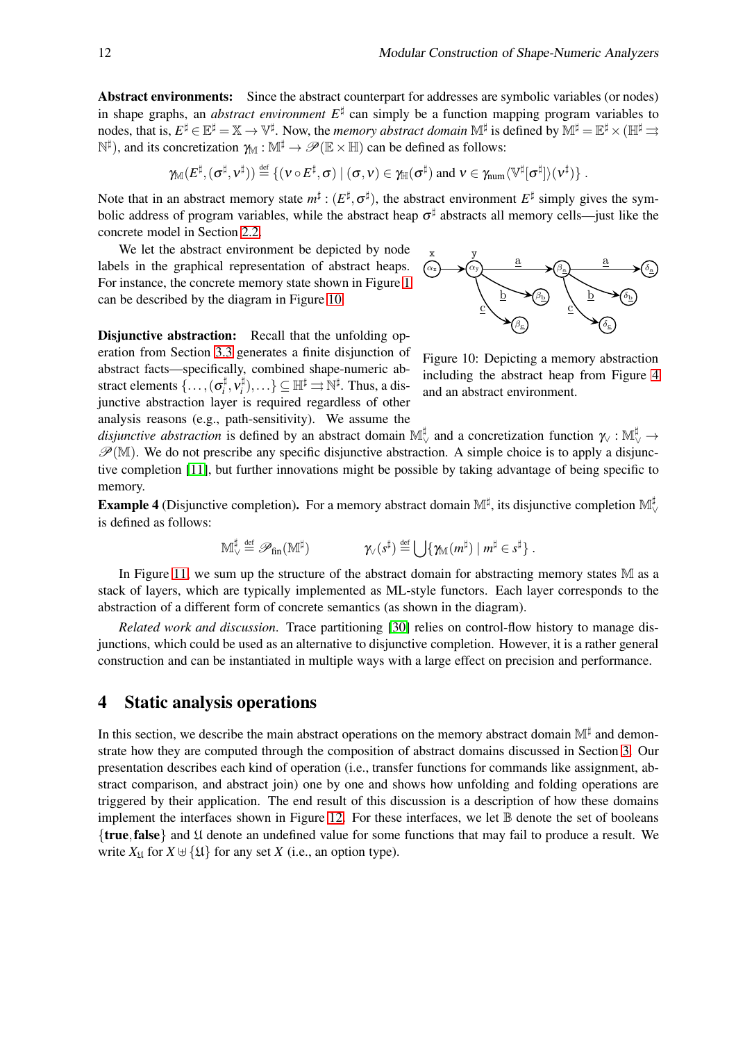**Abstract environments:** Since the abstract counterpart for addresses are symbolic variables (or nodes) in shape graphs, an *abstract environment* $E^\sharp$ can simply be a function mapping program variables to nodes, that is, $E^\sharp \in \mathbb{E}^\sharp = \mathbb{X} \to \mathbb{V}^\sharp$. Now, the *memory abstract domain* $\mathbb{M}^\sharp$ is defined by $\mathbb{M}^\sharp = \mathbb{E}^\sharp \times (\mathbb{H}^\sharp \rightrightarrows \mathbb{N}^\sharp)$, and its concretization $\gamma_{\mathbb{M}} : \mathbb{M}^\sharp \to \mathscr{P}(\mathbb{E} \times \mathbb{H})$ can be defined as follows:

$$\gamma_{\mathbb{M}}(E^\sharp, (\sigma^\sharp, \nu^\sharp)) \stackrel{\text{def}}{=} \{(\nu \circ E^\sharp, \sigma) \mid (\sigma, \nu) \in \gamma_{\mathbb{H}}(\sigma^\sharp) \text{ and } \nu \in \gamma_{\text{num}}\langle \mathbb{V}^\sharp[\sigma^\sharp] \rangle(\nu^\sharp)\} .$$

Note that in an abstract memory state $m^\sharp : (E^\sharp, \sigma^\sharp)$, the abstract environment $E^\sharp$ simply gives the symbolic address of program variables, while the abstract heap $\sigma^\sharp$ abstracts all memory cells—just like the concrete model in Section 2.2.

We let the abstract environment be depicted by node labels in the graphical representation of abstract heaps. For instance, the concrete memory state shown in Figure 1 can be described by the diagram in Figure 10.

Figure 10: Depicting a memory abstraction including the abstract heap from Figure 4 and an abstract environment.

**Disjunctive abstraction:** Recall that the unfolding operation from Section 3.3 generates a finite disjunction of abstract facts—specifically, combined shape-numeric abstract elements $\{\ldots, (\sigma_i^\sharp, \nu_i^\sharp), \ldots\} \subseteq \mathbb{H}^\sharp \rightrightarrows \mathbb{N}^\sharp$. Thus, a disjunctive abstraction layer is required regardless of other analysis reasons (e.g., path-sensitivity). We assume the *disjunctive abstraction* is defined by an abstract domain $\mathbb{M}^\sharp_\vee$ and a concretization function $\gamma_\vee : \mathbb{M}^\sharp_\vee \to \mathscr{P}(\mathbb{M})$. We do not prescribe any specific disjunctive abstraction. A simple choice is to apply a disjunctive completion [11], but further innovations might be possible by taking advantage of being specific to memory.

**Example 4** (Disjunctive completion)**.** For a memory abstract domain $\mathbb{M}^\sharp$, its disjunctive completion $\mathbb{M}^\sharp_\vee$ is defined as follows:

$$\mathbb{M}^\sharp_\vee \stackrel{\text{def}}{=} \mathscr{P}_{\text{fin}}(\mathbb{M}^\sharp) \qquad\qquad \gamma_\vee(s^\sharp) \stackrel{\text{def}}{=} \bigcup\{\gamma_{\mathbb{M}}(m^\sharp) \mid m^\sharp \in s^\sharp\} .$$

In Figure 11, we sum up the structure of the abstract domain for abstracting memory states $\mathbb{M}$ as a stack of layers, which are typically implemented as ML-style functors. Each layer corresponds to the abstraction of a different form of concrete semantics (as shown in the diagram).

*Related work and discussion.* Trace partitioning [30] relies on control-flow history to manage disjunctions, which could be used as an alternative to disjunctive completion. However, it is a rather general construction and can be instantiated in multiple ways with a large effect on precision and performance.

## 4 Static analysis operations

In this section, we describe the main abstract operations on the memory abstract domain $\mathbb{M}^\sharp$ and demonstrate how they are computed through the composition of abstract domains discussed in Section 3. Our presentation describes each kind of operation (i.e., transfer functions for commands like assignment, abstract comparison, and abstract join) one by one and shows how unfolding and folding operations are triggered by their application. The end result of this discussion is a description of how these domains implement the interfaces shown in Figure 12. For these interfaces, we let $\mathbb{B}$ denote the set of booleans $\{\textbf{true}, \textbf{false}\}$ and $\mathfrak{U}$ denote an undefined value for some functions that may fail to produce a result. We write $X_{\mathfrak{U}}$ for $X \uplus \{\mathfrak{U}\}$ for any set $X$ (i.e., an option type).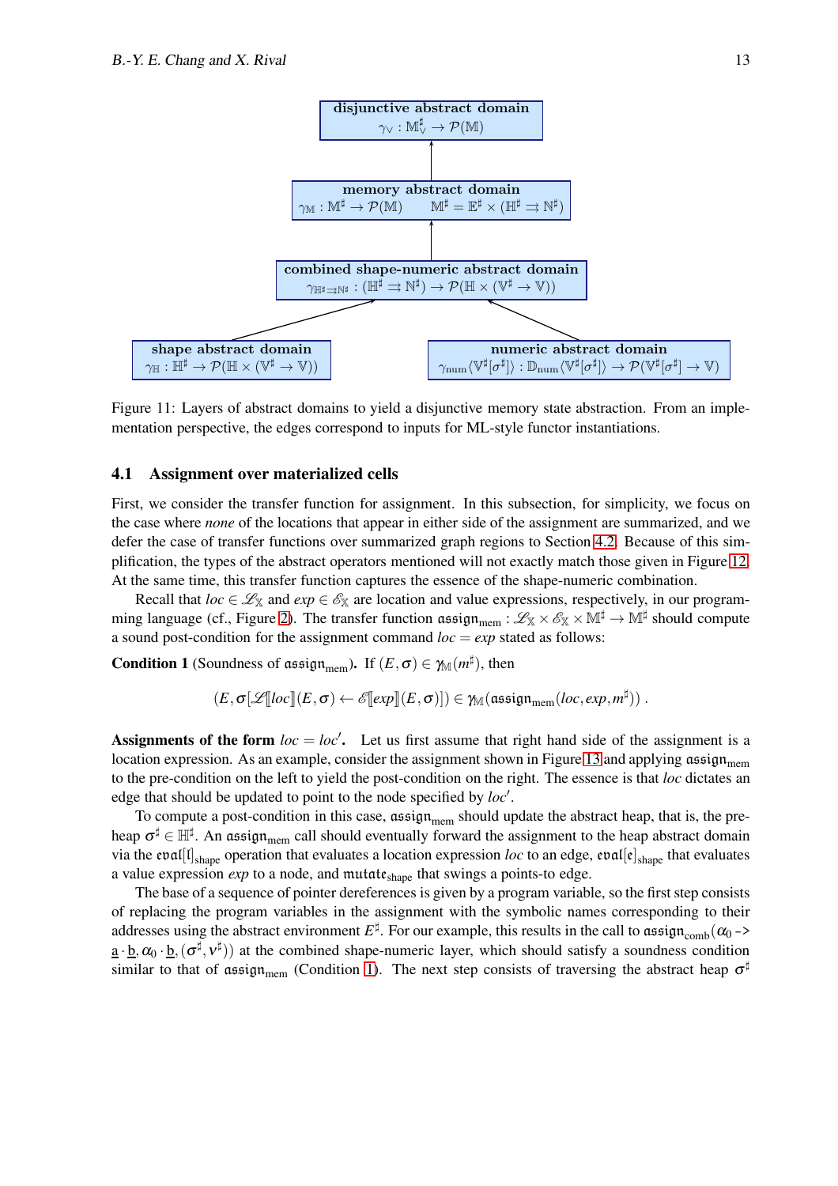disjunctive abstract domain
$\gamma_{\vee} : \mathbb{M}^\sharp_\vee \to \mathcal{P}(\mathbb{M})$

memory abstract domain
$\gamma_{\mathbb{M}} : \mathbb{M}^\sharp \to \mathcal{P}(\mathbb{M}) \qquad \mathbb{M}^\sharp = \mathbb{E}^\sharp \times (\mathbb{H}^\sharp \rightrightarrows \mathbb{N}^\sharp)$

combined shape-numeric abstract domain
$\gamma_{\mathbb{H}^\sharp \rightrightarrows \mathbb{N}^\sharp} : (\mathbb{H}^\sharp \rightrightarrows \mathbb{N}^\sharp) \to \mathcal{P}(\mathbb{H} \times (\mathbb{V}^\sharp \to \mathbb{V}))$

shape abstract domain
$\gamma_{\mathbb{H}} : \mathbb{H}^\sharp \to \mathcal{P}(\mathbb{H} \times (\mathbb{V}^\sharp \to \mathbb{V}))$

numeric abstract domain
$\gamma_{\mathrm{num}}\langle \mathbb{V}^\sharp[\sigma^\sharp] \rangle : \mathbb{D}_{\mathrm{num}}\langle \mathbb{V}^\sharp[\sigma^\sharp] \rangle \to \mathcal{P}(\mathbb{V}^\sharp[\sigma^\sharp] \to \mathbb{V})$

Figure 11: Layers of abstract domains to yield a disjunctive memory state abstraction. From an implementation perspective, the edges correspond to inputs for ML-style functor instantiations.

### 4.1 Assignment over materialized cells

First, we consider the transfer function for assignment. In this subsection, for simplicity, we focus on the case where *none* of the locations that appear in either side of the assignment are summarized, and we defer the case of transfer functions over summarized graph regions to Section 4.2. Because of this simplification, the types of the abstract operators mentioned will not exactly match those given in Figure 12. At the same time, this transfer function captures the essence of the shape-numeric combination.

Recall that $loc \in \mathscr{L}_{\mathbb{X}}$ and $exp \in \mathscr{E}_{\mathbb{X}}$ are location and value expressions, respectively, in our programming language (cf., Figure 2). The transfer function $\mathfrak{assign}_{\mathrm{mem}} : \mathscr{L}_{\mathbb{X}} \times \mathscr{E}_{\mathbb{X}} \times \mathbb{M}^\sharp \to \mathbb{M}^\sharp$ should compute a sound post-condition for the assignment command $loc = exp$ stated as follows:

**Condition 1** (Soundness of $\mathfrak{assign}_{\mathrm{mem}}$)**.** If $(E, \sigma) \in \gamma_{\mathbb{M}}(m^\sharp)$, then

$$(E, \sigma[\mathscr{L}[\![loc]\!](E,\sigma) \leftarrow \mathscr{E}[\![exp]\!](E,\sigma)]) \in \gamma_{\mathbb{M}}(\mathfrak{assign}_{\mathrm{mem}}(loc, exp, m^\sharp)) .$$

**Assignments of the form** $loc = loc'$**.** Let us first assume that right hand side of the assignment is a location expression. As an example, consider the assignment shown in Figure 13 and applying $\mathfrak{assign}_{\mathrm{mem}}$ to the pre-condition on the left to yield the post-condition on the right. The essence is that $loc$ dictates an edge that should be updated to point to the node specified by $loc'$.

To compute a post-condition in this case, $\mathfrak{assign}_{\mathrm{mem}}$ should update the abstract heap, that is, the pre-heap $\sigma^\sharp \in \mathbb{H}^\sharp$. An $\mathfrak{assign}_{\mathrm{mem}}$ call should eventually forward the assignment to the heap abstract domain via the $\mathfrak{eval}[\mathfrak{l}]_{\mathrm{shape}}$ operation that evaluates a location expression $loc$ to an edge, $\mathfrak{eval}[\mathfrak{e}]_{\mathrm{shape}}$ that evaluates a value expression $exp$ to a node, and $\mathfrak{mutate}_{\mathrm{shape}}$ that swings a points-to edge.

The base of a sequence of pointer dereferences is given by a program variable, so the first step consists of replacing the program variables in the assignment with the symbolic names corresponding to their addresses using the abstract environment $E^\sharp$. For our example, this results in the call to $\mathfrak{assign}_{\mathrm{comb}}(\alpha_0 \texttt{->} \underline{\mathtt{a}} \cdot \underline{\mathtt{b}}, \alpha_0 \cdot \underline{\mathtt{b}}, (\sigma^\sharp, \nu^\sharp))$ at the combined shape-numeric layer, which should satisfy a soundness condition similar to that of $\mathfrak{assign}_{\mathrm{mem}}$ (Condition 1). The next step consists of traversing the abstract heap $\sigma^\sharp$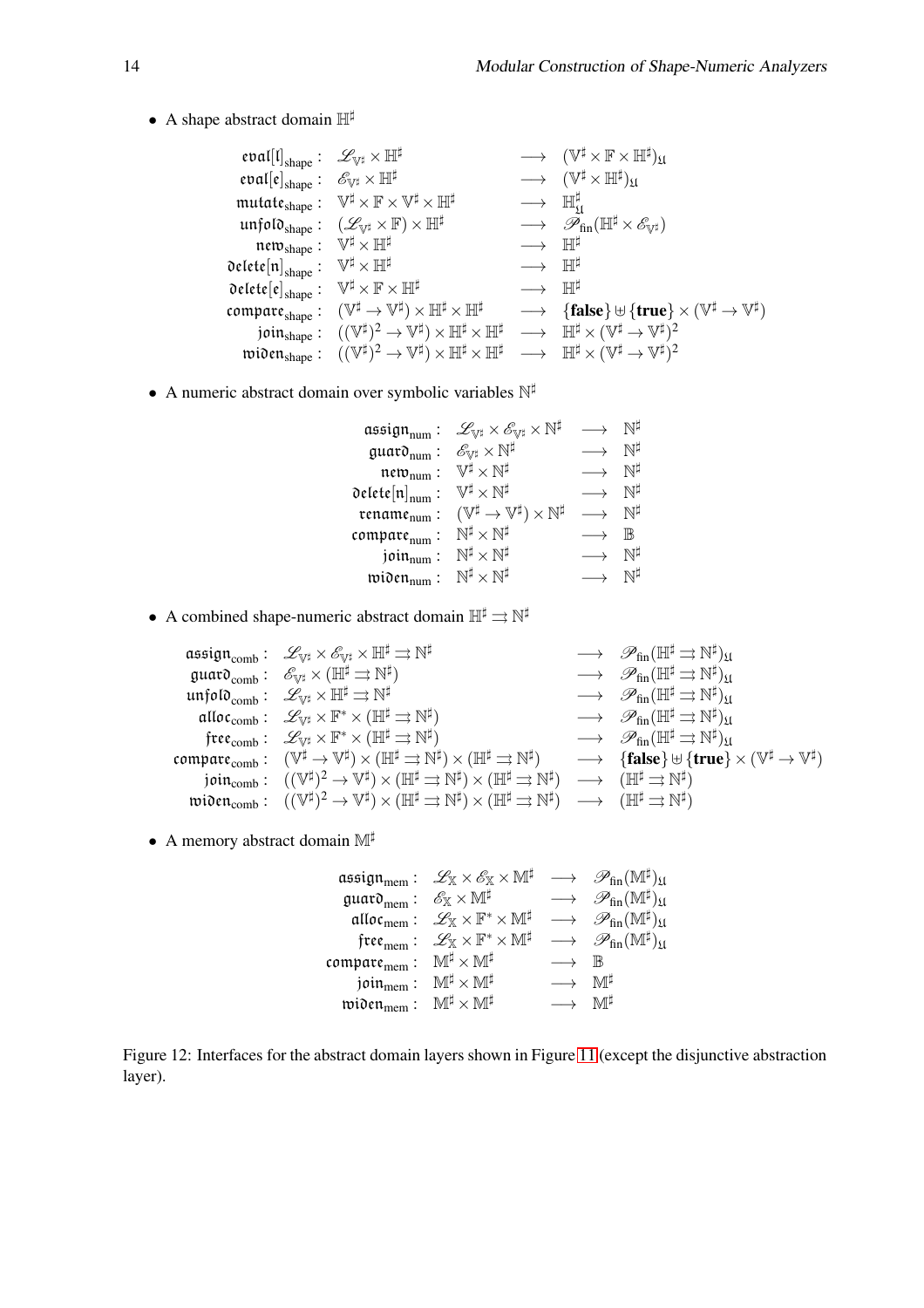- A shape abstract domain $\mathbb{H}^\sharp$

$$
\begin{array}{rlcl}
\mathfrak{eval}[\mathfrak{l}]_{\text{shape}}: & \mathscr{L}_{\mathbb{V}^\sharp} \times \mathbb{H}^\sharp & \longrightarrow & (\mathbb{V}^\sharp \times \mathbb{F} \times \mathbb{H}^\sharp)_{\mho} \\
\mathfrak{eval}[\mathfrak{e}]_{\text{shape}}: & \mathscr{E}_{\mathbb{V}^\sharp} \times \mathbb{H}^\sharp & \longrightarrow & (\mathbb{V}^\sharp \times \mathbb{H}^\sharp)_{\mho} \\
\mathfrak{mutate}_{\text{shape}}: & \mathbb{V}^\sharp \times \mathbb{F} \times \mathbb{V}^\sharp \times \mathbb{H}^\sharp & \longrightarrow & \mathbb{H}^\sharp_{\mho} \\
\mathfrak{unfold}_{\text{shape}}: & (\mathscr{L}_{\mathbb{V}^\sharp} \times \mathbb{F}) \times \mathbb{H}^\sharp & \longrightarrow & \mathscr{P}_{\text{fin}}(\mathbb{H}^\sharp \times \mathscr{E}_{\mathbb{V}^\sharp}) \\
\mathfrak{new}_{\text{shape}}: & \mathbb{V}^\sharp \times \mathbb{H}^\sharp & \longrightarrow & \mathbb{H}^\sharp \\
\mathfrak{delete}[\mathfrak{n}]_{\text{shape}}: & \mathbb{V}^\sharp \times \mathbb{H}^\sharp & \longrightarrow & \mathbb{H}^\sharp \\
\mathfrak{delete}[\mathfrak{e}]_{\text{shape}}: & \mathbb{V}^\sharp \times \mathbb{F} \times \mathbb{H}^\sharp & \longrightarrow & \mathbb{H}^\sharp \\
\mathfrak{compare}_{\text{shape}}: & (\mathbb{V}^\sharp \to \mathbb{V}^\sharp) \times \mathbb{H}^\sharp \times \mathbb{H}^\sharp & \longrightarrow & \{\textbf{false}\} \uplus \{\textbf{true}\} \times (\mathbb{V}^\sharp \to \mathbb{V}^\sharp) \\
\mathfrak{join}_{\text{shape}}: & ((\mathbb{V}^\sharp)^2 \to \mathbb{V}^\sharp) \times \mathbb{H}^\sharp \times \mathbb{H}^\sharp & \longrightarrow & \mathbb{H}^\sharp \times (\mathbb{V}^\sharp \to \mathbb{V}^\sharp)^2 \\
\mathfrak{widen}_{\text{shape}}: & ((\mathbb{V}^\sharp)^2 \to \mathbb{V}^\sharp) \times \mathbb{H}^\sharp \times \mathbb{H}^\sharp & \longrightarrow & \mathbb{H}^\sharp \times (\mathbb{V}^\sharp \to \mathbb{V}^\sharp)^2
\end{array}
$$

- A numeric abstract domain over symbolic variables $\mathbb{N}^\sharp$

$$
\begin{array}{rlcl}
\mathfrak{assign}_{\text{num}}: & \mathscr{L}_{\mathbb{V}^\sharp} \times \mathscr{E}_{\mathbb{V}^\sharp} \times \mathbb{N}^\sharp & \longrightarrow & \mathbb{N}^\sharp \\
\mathfrak{guard}_{\text{num}}: & \mathscr{E}_{\mathbb{V}^\sharp} \times \mathbb{N}^\sharp & \longrightarrow & \mathbb{N}^\sharp \\
\mathfrak{new}_{\text{num}}: & \mathbb{V}^\sharp \times \mathbb{N}^\sharp & \longrightarrow & \mathbb{N}^\sharp \\
\mathfrak{delete}[\mathfrak{n}]_{\text{num}}: & \mathbb{V}^\sharp \times \mathbb{N}^\sharp & \longrightarrow & \mathbb{N}^\sharp \\
\mathfrak{rename}_{\text{num}}: & (\mathbb{V}^\sharp \to \mathbb{V}^\sharp) \times \mathbb{N}^\sharp & \longrightarrow & \mathbb{N}^\sharp \\
\mathfrak{compare}_{\text{num}}: & \mathbb{N}^\sharp \times \mathbb{N}^\sharp & \longrightarrow & \mathbb{B} \\
\mathfrak{join}_{\text{num}}: & \mathbb{N}^\sharp \times \mathbb{N}^\sharp & \longrightarrow & \mathbb{N}^\sharp \\
\mathfrak{widen}_{\text{num}}: & \mathbb{N}^\sharp \times \mathbb{N}^\sharp & \longrightarrow & \mathbb{N}^\sharp
\end{array}
$$

- A combined shape-numeric abstract domain $\mathbb{H}^\sharp \rightrightarrows \mathbb{N}^\sharp$

$$
\begin{array}{rlcl}
\mathfrak{assign}_{\text{comb}}: & \mathscr{L}_{\mathbb{V}^\sharp} \times \mathscr{E}_{\mathbb{V}^\sharp} \times \mathbb{H}^\sharp \rightrightarrows \mathbb{N}^\sharp & \longrightarrow & \mathscr{P}_{\text{fin}}(\mathbb{H}^\sharp \rightrightarrows \mathbb{N}^\sharp)_{\mho} \\
\mathfrak{guard}_{\text{comb}}: & \mathscr{E}_{\mathbb{V}^\sharp} \times (\mathbb{H}^\sharp \rightrightarrows \mathbb{N}^\sharp) & \longrightarrow & \mathscr{P}_{\text{fin}}(\mathbb{H}^\sharp \rightrightarrows \mathbb{N}^\sharp)_{\mho} \\
\mathfrak{unfold}_{\text{comb}}: & \mathscr{L}_{\mathbb{V}^\sharp} \times \mathbb{H}^\sharp \rightrightarrows \mathbb{N}^\sharp & \longrightarrow & \mathscr{P}_{\text{fin}}(\mathbb{H}^\sharp \rightrightarrows \mathbb{N}^\sharp)_{\mho} \\
\mathfrak{alloc}_{\text{comb}}: & \mathscr{L}_{\mathbb{V}^\sharp} \times \mathbb{F}^* \times (\mathbb{H}^\sharp \rightrightarrows \mathbb{N}^\sharp) & \longrightarrow & \mathscr{P}_{\text{fin}}(\mathbb{H}^\sharp \rightrightarrows \mathbb{N}^\sharp)_{\mho} \\
\mathfrak{free}_{\text{comb}}: & \mathscr{L}_{\mathbb{V}^\sharp} \times \mathbb{F}^* \times (\mathbb{H}^\sharp \rightrightarrows \mathbb{N}^\sharp) & \longrightarrow & \mathscr{P}_{\text{fin}}(\mathbb{H}^\sharp \rightrightarrows \mathbb{N}^\sharp)_{\mho} \\
\mathfrak{compare}_{\text{comb}}: & (\mathbb{V}^\sharp \to \mathbb{V}^\sharp) \times (\mathbb{H}^\sharp \rightrightarrows \mathbb{N}^\sharp) \times (\mathbb{H}^\sharp \rightrightarrows \mathbb{N}^\sharp) & \longrightarrow & \{\textbf{false}\} \uplus \{\textbf{true}\} \times (\mathbb{V}^\sharp \to \mathbb{V}^\sharp) \\
\mathfrak{join}_{\text{comb}}: & ((\mathbb{V}^\sharp)^2 \to \mathbb{V}^\sharp) \times (\mathbb{H}^\sharp \rightrightarrows \mathbb{N}^\sharp) \times (\mathbb{H}^\sharp \rightrightarrows \mathbb{N}^\sharp) & \longrightarrow & (\mathbb{H}^\sharp \rightrightarrows \mathbb{N}^\sharp) \\
\mathfrak{widen}_{\text{comb}}: & ((\mathbb{V}^\sharp)^2 \to \mathbb{V}^\sharp) \times (\mathbb{H}^\sharp \rightrightarrows \mathbb{N}^\sharp) \times (\mathbb{H}^\sharp \rightrightarrows \mathbb{N}^\sharp) & \longrightarrow & (\mathbb{H}^\sharp \rightrightarrows \mathbb{N}^\sharp)
\end{array}
$$

- A memory abstract domain $\mathbb{M}^\sharp$

$$
\begin{array}{rlcl}
\mathfrak{assign}_{\text{mem}}: & \mathscr{L}_{\mathbb{X}} \times \mathscr{E}_{\mathbb{X}} \times \mathbb{M}^\sharp & \longrightarrow & \mathscr{P}_{\text{fin}}(\mathbb{M}^\sharp)_{\mho} \\
\mathfrak{guard}_{\text{mem}}: & \mathscr{E}_{\mathbb{X}} \times \mathbb{M}^\sharp & \longrightarrow & \mathscr{P}_{\text{fin}}(\mathbb{M}^\sharp)_{\mho} \\
\mathfrak{alloc}_{\text{mem}}: & \mathscr{L}_{\mathbb{X}} \times \mathbb{F}^* \times \mathbb{M}^\sharp & \longrightarrow & \mathscr{P}_{\text{fin}}(\mathbb{M}^\sharp)_{\mho} \\
\mathfrak{free}_{\text{mem}}: & \mathscr{L}_{\mathbb{X}} \times \mathbb{F}^* \times \mathbb{M}^\sharp & \longrightarrow & \mathscr{P}_{\text{fin}}(\mathbb{M}^\sharp)_{\mho} \\
\mathfrak{compare}_{\text{mem}}: & \mathbb{M}^\sharp \times \mathbb{M}^\sharp & \longrightarrow & \mathbb{B} \\
\mathfrak{join}_{\text{mem}}: & \mathbb{M}^\sharp \times \mathbb{M}^\sharp & \longrightarrow & \mathbb{M}^\sharp \\
\mathfrak{widen}_{\text{mem}}: & \mathbb{M}^\sharp \times \mathbb{M}^\sharp & \longrightarrow & \mathbb{M}^\sharp
\end{array}
$$

Figure 12: Interfaces for the abstract domain layers shown in Figure 11 (except the disjunctive abstraction layer).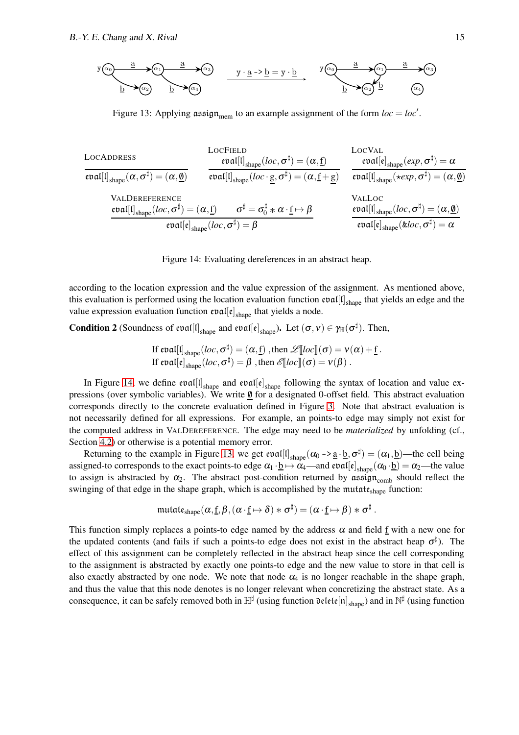Figure 13: Applying $\mathfrak{assign}_{\text{mem}}$ to an example assignment of the form $loc = loc'$.

$$\textsc{LocAddress}\quad \frac{}{\mathfrak{eval}[\mathfrak{l}]_{\text{shape}}(\alpha, \sigma^\sharp) = (\alpha, \underline{\emptyset})}$$

$$\textsc{LocField}\quad \frac{\mathfrak{eval}[\mathfrak{l}]_{\text{shape}}(loc, \sigma^\sharp) = (\alpha, \underline{f})}{\mathfrak{eval}[\mathfrak{l}]_{\text{shape}}(loc \cdot \underline{g}, \sigma^\sharp) = (\alpha, \underline{f} + \underline{g})}$$

$$\textsc{LocVal}\quad \frac{\mathfrak{eval}[\mathfrak{e}]_{\text{shape}}(exp, \sigma^\sharp) = \alpha}{\mathfrak{eval}[\mathfrak{l}]_{\text{shape}}(\star exp, \sigma^\sharp) = (\alpha, \underline{\emptyset})}$$

$$\textsc{ValDereference}\quad \frac{\mathfrak{eval}[\mathfrak{l}]_{\text{shape}}(loc, \sigma^\sharp) = (\alpha, \underline{f}) \qquad \sigma^\sharp = \sigma_0^\sharp * \alpha \cdot \underline{f} \mapsto \beta}{\mathfrak{eval}[\mathfrak{e}]_{\text{shape}}(loc, \sigma^\sharp) = \beta}$$

$$\textsc{ValLoc}\quad \frac{\mathfrak{eval}[\mathfrak{l}]_{\text{shape}}(loc, \sigma^\sharp) = (\alpha, \underline{\emptyset})}{\mathfrak{eval}[\mathfrak{e}]_{\text{shape}}(\& loc, \sigma^\sharp) = \alpha}$$

Figure 14: Evaluating dereferences in an abstract heap.

according to the location expression and the value expression of the assignment. As mentioned above, this evaluation is performed using the location evaluation function $\mathfrak{eval}[\mathfrak{l}]_{\text{shape}}$ that yields an edge and the value expression evaluation function $\mathfrak{eval}[\mathfrak{e}]_{\text{shape}}$ that yields a node.

**Condition 2** (Soundness of $\mathfrak{eval}[\mathfrak{l}]_{\text{shape}}$ and $\mathfrak{eval}[\mathfrak{e}]_{\text{shape}}$)**.** Let $(\sigma, \nu) \in \gamma_{\mathbb{H}}(\sigma^\sharp)$. Then,

$$\text{If } \mathfrak{eval}[\mathfrak{l}]_{\text{shape}}(loc, \sigma^\sharp) = (\alpha, \underline{f}) \text{ , then } \mathscr{L}[\![loc]\!](\sigma) = \nu(\alpha) + \underline{f}\,.$$
$$\text{If } \mathfrak{eval}[\mathfrak{e}]_{\text{shape}}(loc, \sigma^\sharp) = \beta \text{ , then } \mathscr{E}[\![loc]\!](\sigma) = \nu(\beta)\,.$$

In Figure 14, we define $\mathfrak{eval}[\mathfrak{l}]_{\text{shape}}$ and $\mathfrak{eval}[\mathfrak{e}]_{\text{shape}}$ following the syntax of location and value expressions (over symbolic variables). We write $\underline{\emptyset}$ for a designated 0-offset field. This abstract evaluation corresponds directly to the concrete evaluation defined in Figure 3. Note that abstract evaluation is not necessarily defined for all expressions. For example, an points-to edge may simply not exist for the computed address in ValDereference. The edge may need to be *materialized* by unfolding (cf., Section 4.2) or otherwise is a potential memory error.

Returning to the example in Figure 13, we get $\mathfrak{eval}[\mathfrak{l}]_{\text{shape}}(\alpha_0 \texttt{->} \underline{a} \cdot \underline{b}, \sigma^\sharp) = (\alpha_1, \underline{b})$—the cell being assigned-to corresponds to the exact points-to edge $\alpha_1 \cdot \underline{b} \mapsto \alpha_4$—and $\mathfrak{eval}[\mathfrak{e}]_{\text{shape}}(\alpha_0 \cdot \underline{b}) = \alpha_2$—the value to assign is abstracted by $\alpha_2$. The abstract post-condition returned by $\mathfrak{assign}_{\text{comb}}$ should reflect the swinging of that edge in the shape graph, which is accomplished by the $\mathfrak{mutate}_{\text{shape}}$ function:

$$\mathfrak{mutate}_{\text{shape}}(\alpha, \underline{f}, \beta, (\alpha \cdot \underline{f} \mapsto \delta) * \sigma^\sharp) = (\alpha \cdot \underline{f} \mapsto \beta) * \sigma^\sharp\,.$$

This function simply replaces a points-to edge named by the address $\alpha$ and field $\underline{f}$ with a new one for the updated contents (and fails if such a points-to edge does not exist in the abstract heap $\sigma^\sharp$). The effect of this assignment can be completely reflected in the abstract heap since the cell corresponding to the assignment is abstracted by exactly one points-to edge and the new value to store in that cell is also exactly abstracted by one node. We note that node $\alpha_4$ is no longer reachable in the shape graph, and thus the value that this node denotes is no longer relevant when concretizing the abstract state. As a consequence, it can be safely removed both in $\mathbb{H}^\sharp$ (using function $\mathfrak{delete}[\mathfrak{n}]_{\text{shape}}$) and in $\mathbb{N}^\sharp$ (using function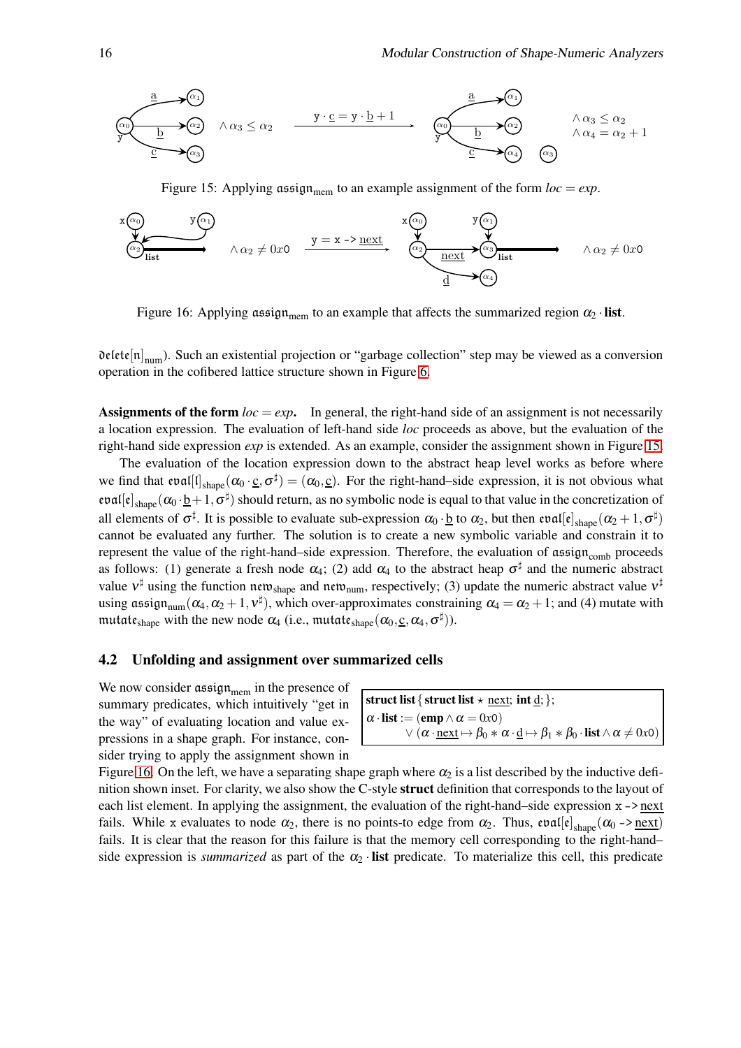Figure 15: Applying $\mathfrak{assign}_{\text{mem}}$ to an example assignment of the form $loc = exp$.

Figure 16: Applying $\mathfrak{assign}_{\text{mem}}$ to an example that affects the summarized region $\alpha_2 \cdot \textbf{list}$.

$\mathfrak{delete}[\mathfrak{n}]_{\text{num}}$). Such an existential projection or "garbage collection" step may be viewed as a conversion operation in the cofibered lattice structure shown in Figure 6.

**Assignments of the form** $loc = exp$**.** In general, the right-hand side of an assignment is not necessarily a location expression. The evaluation of left-hand side $loc$ proceeds as above, but the evaluation of the right-hand side expression $exp$ is extended. As an example, consider the assignment shown in Figure 15.

The evaluation of the location expression down to the abstract heap level works as before where we find that $\mathfrak{eval}[\mathfrak{l}]_{\text{shape}}(\alpha_0 \cdot \underline{c}, \sigma^\sharp) = (\alpha_0, \underline{c})$. For the right-hand–side expression, it is not obvious what $\mathfrak{eval}[\mathfrak{e}]_{\text{shape}}(\alpha_0 \cdot \underline{b} + 1, \sigma^\sharp)$ should return, as no symbolic node is equal to that value in the concretization of all elements of $\sigma^\sharp$. It is possible to evaluate sub-expression $\alpha_0 \cdot \underline{b}$ to $\alpha_2$, but then $\mathfrak{eval}[\mathfrak{e}]_{\text{shape}}(\alpha_2 + 1, \sigma^\sharp)$ cannot be evaluated any further. The solution is to create a new symbolic variable and constrain it to represent the value of the right-hand–side expression. Therefore, the evaluation of $\mathfrak{assign}_{\text{comb}}$ proceeds as follows: (1) generate a fresh node $\alpha_4$; (2) add $\alpha_4$ to the abstract heap $\sigma^\sharp$ and the numeric abstract value $\nu^\sharp$ using the function $\mathfrak{new}_{\text{shape}}$ and $\mathfrak{new}_{\text{num}}$, respectively; (3) update the numeric abstract value $\nu^\sharp$ using $\mathfrak{assign}_{\text{num}}(\alpha_4, \alpha_2 + 1, \nu^\sharp)$, which over-approximates constraining $\alpha_4 = \alpha_2 + 1$; and (4) mutate with $\mathfrak{mutate}_{\text{shape}}$ with the new node $\alpha_4$ (i.e., $\mathfrak{mutate}_{\text{shape}}(\alpha_0, \underline{c}, \alpha_4, \sigma^\sharp)$).

### 4.2 Unfolding and assignment over summarized cells

$$
\begin{aligned}
&\textbf{struct list}\,\{\,\textbf{struct list} \star \underline{\text{next}};\ \textbf{int}\ \underline{\text{d}};\,\};\\
&\alpha \cdot \textbf{list} := (\textbf{emp} \wedge \alpha = 0x0)\\
&\qquad \vee (\alpha \cdot \underline{\text{next}} \mapsto \beta_0 * \alpha \cdot \underline{\text{d}} \mapsto \beta_1 * \beta_0 \cdot \textbf{list} \wedge \alpha \neq 0x0)
\end{aligned}
$$

We now consider $\mathfrak{assign}_{\text{mem}}$ in the presence of summary predicates, which intuitively "get in the way" of evaluating location and value expressions in a shape graph. For instance, consider trying to apply the assignment shown in Figure 16. On the left, we have a separating shape graph where $\alpha_2$ is a list described by the inductive definition shown inset. For clarity, we also show the C-style **struct** definition that corresponds to the layout of each list element. In applying the assignment, the evaluation of the right-hand–side expression `x ->` $\underline{\text{next}}$ fails. While `x` evaluates to node $\alpha_2$, there is no points-to edge from $\alpha_2$. Thus, $\mathfrak{eval}[\mathfrak{e}]_{\text{shape}}(\alpha_0$ `->` $\underline{\text{next}})$ fails. It is clear that the reason for this failure is that the memory cell corresponding to the right-hand–side expression is *summarized* as part of the $\alpha_2 \cdot \textbf{list}$ predicate. To materialize this cell, this predicate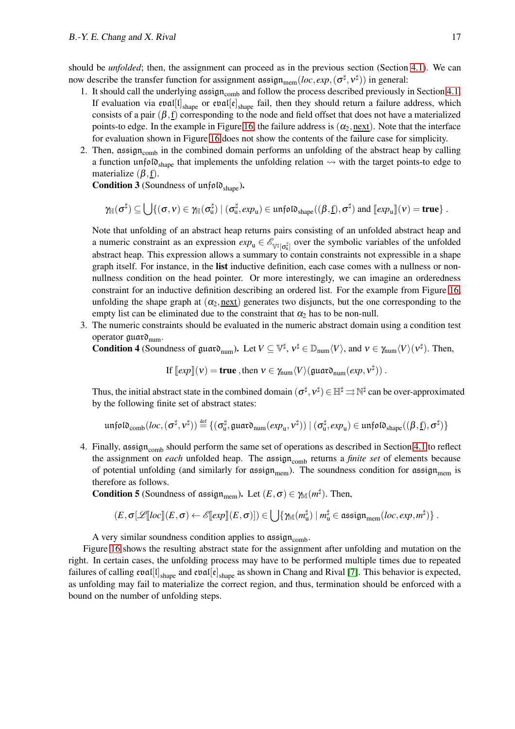should be *unfolded*; then, the assignment can proceed as in the previous section (Section 4.1). We can now describe the transfer function for assignment $\mathfrak{assign}_{\text{mem}}(loc, exp, (\sigma^\sharp, \nu^\sharp))$ in general:

1. It should call the underlying $\mathfrak{assign}_{\text{comb}}$ and follow the process described previously in Section 4.1. If evaluation via $\mathfrak{eval}[\mathfrak{l}]_{\text{shape}}$ or $\mathfrak{eval}[\mathfrak{e}]_{\text{shape}}$ fail, then they should return a failure address, which consists of a pair $(\beta, \underline{f})$ corresponding to the node and field offset that does not have a materialized points-to edge. In the example in Figure 16, the failure address is $(\alpha_2, \underline{\text{next}})$. Note that the interface for evaluation shown in Figure 16 does not show the contents of the failure case for simplicity.

2. Then, $\mathfrak{assign}_{\text{comb}}$ in the combined domain performs an unfolding of the abstract heap by calling a function $\mathfrak{unfold}_{\text{shape}}$ that implements the unfolding relation $\rightsquigarrow$ with the target points-to edge to materialize $(\beta, \underline{f})$.

   **Condition 3** (Soundness of $\mathfrak{unfold}_{\text{shape}}$)**.**

   $$\gamma_{\mathbb{H}}(\sigma^\sharp) \subseteq \bigcup \{(\sigma, \nu) \in \gamma_{\mathbb{H}}(\sigma^\sharp_{\text{u}}) \mid (\sigma^\sharp_{\text{u}}, exp_{\text{u}}) \in \mathfrak{unfold}_{\text{shape}}((\beta, \underline{f}), \sigma^\sharp) \text{ and } [\![exp_{\text{u}}]\!](\nu) = \textbf{true}\} \; .$$

   Note that unfolding of an abstract heap returns pairs consisting of an unfolded abstract heap and a numeric constraint as an expression $exp_{\text{u}} \in \mathscr{E}_{\mathbb{V}^\sharp[\sigma^\sharp_{\text{u}}]}$ over the symbolic variables of the unfolded abstract heap. This expression allows a summary to contain constraints not expressible in a shape graph itself. For instance, in the **list** inductive definition, each case comes with a nullness or non-nullness condition on the head pointer. Or more interestingly, we can imagine an orderedness constraint for an inductive definition describing an ordered list. For the example from Figure 16, unfolding the shape graph at $(\alpha_2, \underline{\text{next}})$ generates two disjuncts, but the one corresponding to the empty list can be eliminated due to the constraint that $\alpha_2$ has to be non-null.

3. The numeric constraints should be evaluated in the numeric abstract domain using a condition test operator $\mathfrak{guard}_{\text{num}}$.

   **Condition 4** (Soundness of $\mathfrak{guard}_{\text{num}}$)**.** Let $V \subseteq \mathbb{V}^\sharp$, $\nu^\sharp \in \mathbb{D}_{\text{num}}\langle V\rangle$, and $\nu \in \gamma_{\text{num}}\langle V\rangle(\nu^\sharp)$. Then,

   $$\text{If } [\![exp]\!](\nu) = \textbf{true} \text{ , then } \nu \in \gamma_{\text{num}}\langle V\rangle(\mathfrak{guard}_{\text{num}}(exp, \nu^\sharp)) \; .$$

   Thus, the initial abstract state in the combined domain $(\sigma^\sharp, \nu^\sharp) \in \mathbb{H}^\sharp \rightrightarrows \mathbb{N}^\sharp$ can be over-approximated by the following finite set of abstract states:

   $$\mathfrak{unfold}_{\text{comb}}(loc, (\sigma^\sharp, \nu^\sharp)) \stackrel{\text{def}}{=} \{(\sigma^\sharp_{\text{u}}, \mathfrak{guard}_{\text{num}}(exp_{\text{u}}, \nu^\sharp)) \mid (\sigma^\sharp_{\text{u}}, exp_{\text{u}}) \in \mathfrak{unfold}_{\text{shape}}((\beta, \underline{f}), \sigma^\sharp)\}$$

4. Finally, $\mathfrak{assign}_{\text{comb}}$ should perform the same set of operations as described in Section 4.1 to reflect the assignment on *each* unfolded heap. The $\mathfrak{assign}_{\text{comb}}$ returns a *finite set* of elements because of potential unfolding (and similarly for $\mathfrak{assign}_{\text{mem}}$). The soundness condition for $\mathfrak{assign}_{\text{mem}}$ is therefore as follows.

   **Condition 5** (Soundness of $\mathfrak{assign}_{\text{mem}}$)**.** Let $(E, \sigma) \in \gamma_{\mathbb{M}}(m^\sharp)$. Then,

   $$(E, \sigma[\mathscr{L}[\![loc]\!](E, \sigma) \leftarrow \mathscr{E}[\![exp]\!](E, \sigma)]) \in \bigcup \{\gamma_{\mathbb{M}}(m^\sharp_{\text{u}}) \mid m^\sharp_{\text{u}} \in \mathfrak{assign}_{\text{mem}}(loc, exp, m^\sharp)\} \; .$$

   A very similar soundness condition applies to $\mathfrak{assign}_{\text{comb}}$.

Figure 16 shows the resulting abstract state for the assignment after unfolding and mutation on the right. In certain cases, the unfolding process may have to be performed multiple times due to repeated failures of calling $\mathfrak{eval}[\mathfrak{l}]_{\text{shape}}$ and $\mathfrak{eval}[\mathfrak{e}]_{\text{shape}}$ as shown in Chang and Rival [7]. This behavior is expected, as unfolding may fail to materialize the correct region, and thus, termination should be enforced with a bound on the number of unfolding steps.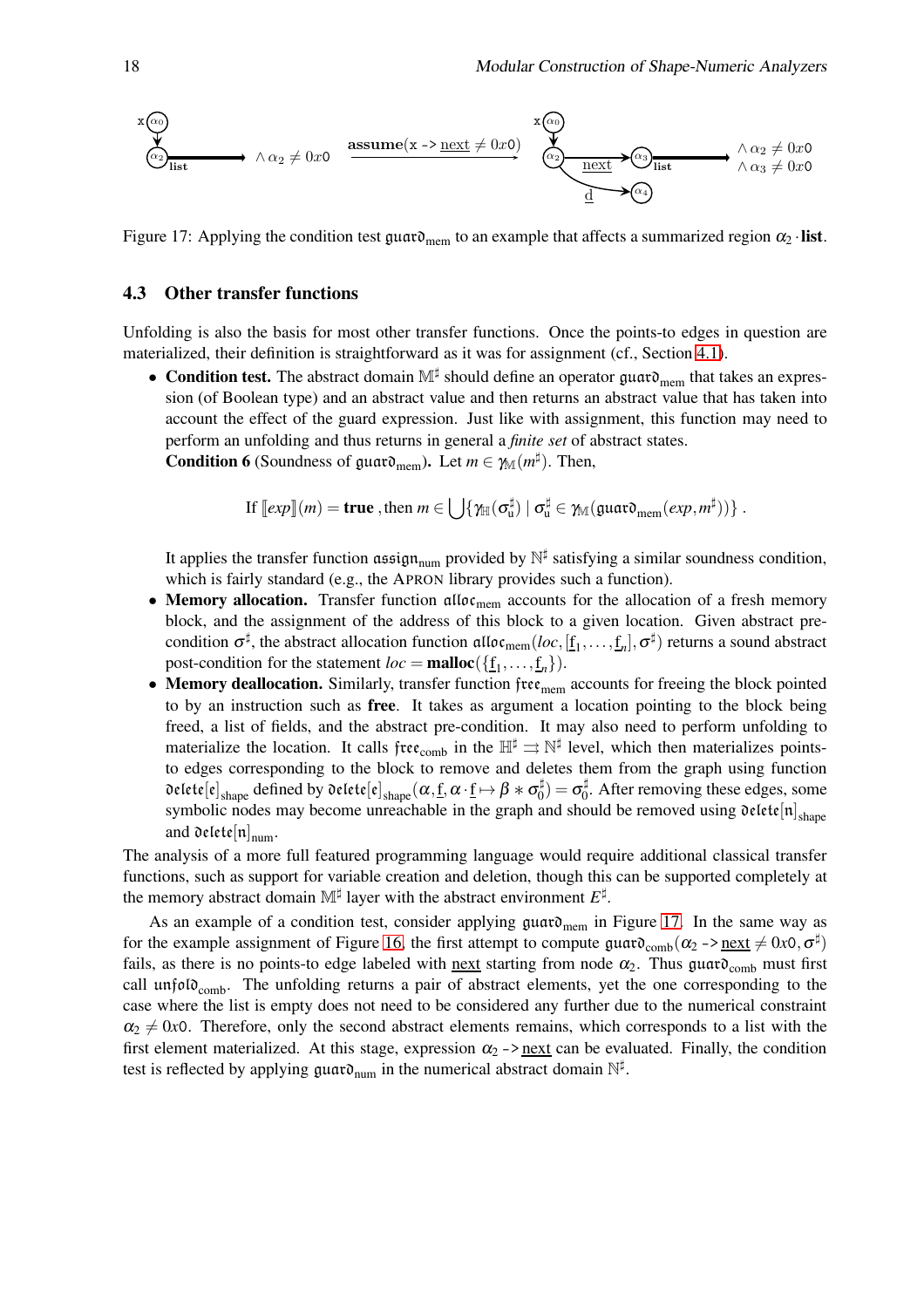Figure 17: Applying the condition test $\mathfrak{guard}_{\text{mem}}$ to an example that affects a summarized region $\alpha_2 \cdot \textbf{list}$.

### 4.3 Other transfer functions

Unfolding is also the basis for most other transfer functions. Once the points-to edges in question are materialized, their definition is straightforward as it was for assignment (cf., Section 4.1).

- **Condition test.** The abstract domain $\mathbb{M}^\sharp$ should define an operator $\mathfrak{guard}_{\text{mem}}$ that takes an expression (of Boolean type) and an abstract value and then returns an abstract value that has taken into account the effect of the guard expression. Just like with assignment, this function may need to perform an unfolding and thus returns in general a *finite set* of abstract states.
  **Condition 6** (Soundness of $\mathfrak{guard}_{\text{mem}}$)**.** Let $m \in \gamma_{\mathbb{M}}(m^\sharp)$. Then,

  $$\text{If } [\![exp]\!](m) = \textbf{true} \text{ , then } m \in \bigcup \{ \gamma_{\mathbb{H}}(\sigma^\sharp_{\text{u}}) \mid \sigma^\sharp_{\text{u}} \in \gamma_{\mathbb{M}}(\mathfrak{guard}_{\text{mem}}(exp, m^\sharp)) \} \ .$$

  It applies the transfer function $\mathfrak{assign}_{\text{num}}$ provided by $\mathbb{N}^\sharp$ satisfying a similar soundness condition, which is fairly standard (e.g., the APRON library provides such a function).
- **Memory allocation.** Transfer function $\mathfrak{alloc}_{\text{mem}}$ accounts for the allocation of a fresh memory block, and the assignment of the address of this block to a given location. Given abstract pre-condition $\sigma^\sharp$, the abstract allocation function $\mathfrak{alloc}_{\text{mem}}(loc, [\underline{f}_1, \ldots, \underline{f}_n], \sigma^\sharp)$ returns a sound abstract post-condition for the statement $loc = \textbf{malloc}(\{\underline{f}_1, \ldots, \underline{f}_n\})$.
- **Memory deallocation.** Similarly, transfer function $\mathfrak{free}_{\text{mem}}$ accounts for freeing the block pointed to by an instruction such as **free**. It takes as argument a location pointing to the block being freed, a list of fields, and the abstract pre-condition. It may also need to perform unfolding to materialize the location. It calls $\mathfrak{free}_{\text{comb}}$ in the $\mathbb{H}^\sharp \rightrightarrows \mathbb{N}^\sharp$ level, which then materializes points-to edges corresponding to the block to remove and deletes them from the graph using function $\mathfrak{delete}[\mathfrak{e}]_{\text{shape}}$ defined by $\mathfrak{delete}[\mathfrak{e}]_{\text{shape}}(\alpha, \underline{f}, \alpha \cdot \underline{f} \mapsto \beta * \sigma^\sharp_0) = \sigma^\sharp_0$. After removing these edges, some symbolic nodes may become unreachable in the graph and should be removed using $\mathfrak{delete}[\mathfrak{n}]_{\text{shape}}$ and $\mathfrak{delete}[\mathfrak{n}]_{\text{num}}$.

The analysis of a more full featured programming language would require additional classical transfer functions, such as support for variable creation and deletion, though this can be supported completely at the memory abstract domain $\mathbb{M}^\sharp$ layer with the abstract environment $E^\sharp$.

As an example of a condition test, consider applying $\mathfrak{guard}_{\text{mem}}$ in Figure 17. In the same way as for the example assignment of Figure 16, the first attempt to compute $\mathfrak{guard}_{\text{comb}}(\alpha_2 \texttt{ -> } \underline{\text{next}} \neq 0x0, \sigma^\sharp)$ fails, as there is no points-to edge labeled with $\underline{\text{next}}$ starting from node $\alpha_2$. Thus $\mathfrak{guard}_{\text{comb}}$ must first call $\mathfrak{unfold}_{\text{comb}}$. The unfolding returns a pair of abstract elements, yet the one corresponding to the case where the list is empty does not need to be considered any further due to the numerical constraint $\alpha_2 \neq 0x0$. Therefore, only the second abstract elements remains, which corresponds to a list with the first element materialized. At this stage, expression $\alpha_2 \texttt{ -> } \underline{\text{next}}$ can be evaluated. Finally, the condition test is reflected by applying $\mathfrak{guard}_{\text{num}}$ in the numerical abstract domain $\mathbb{N}^\sharp$.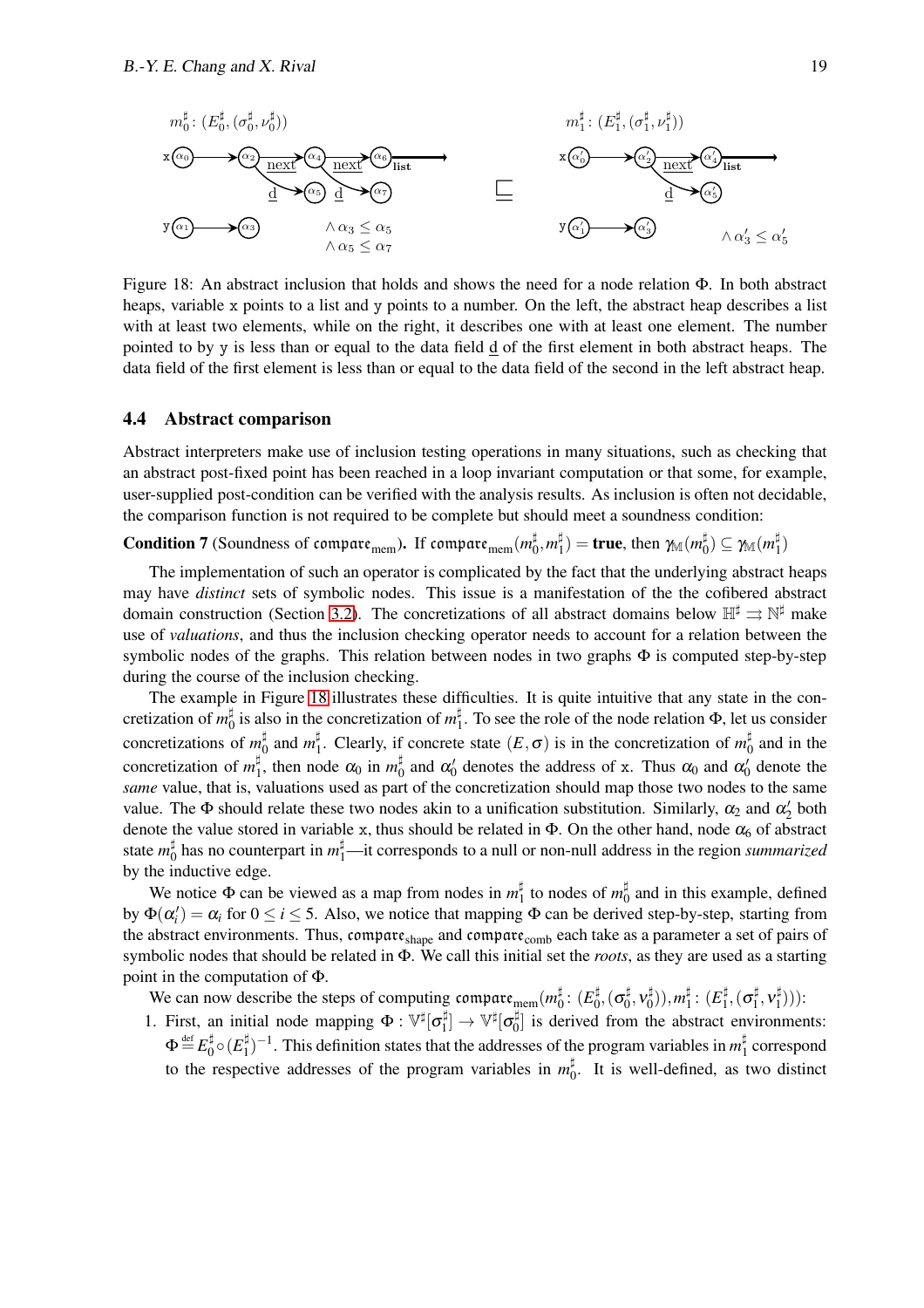Figure 18: An abstract inclusion that holds and shows the need for a node relation $\Phi$. In both abstract heaps, variable x points to a list and y points to a number. On the left, the abstract heap describes a list with at least two elements, while on the right, it describes one with at least one element. The number pointed to by y is less than or equal to the data field d of the first element in both abstract heaps. The data field of the first element is less than or equal to the data field of the second in the left abstract heap.

### 4.4 Abstract comparison

Abstract interpreters make use of inclusion testing operations in many situations, such as checking that an abstract post-fixed point has been reached in a loop invariant computation or that some, for example, user-supplied post-condition can be verified with the analysis results. As inclusion is often not decidable, the comparison function is not required to be complete but should meet a soundness condition:

**Condition 7** (Soundness of $\mathfrak{compare}_{\mathrm{mem}}$)**.** If $\mathfrak{compare}_{\mathrm{mem}}(m_0^\sharp, m_1^\sharp) = \textbf{true}$, then $\gamma_{\mathbb{M}}(m_0^\sharp) \subseteq \gamma_{\mathbb{M}}(m_1^\sharp)$

The implementation of such an operator is complicated by the fact that the underlying abstract heaps may have *distinct* sets of symbolic nodes. This issue is a manifestation of the the cofibered abstract domain construction (Section 3.2). The concretizations of all abstract domains below $\mathbb{H}^\sharp \rightrightarrows \mathbb{N}^\sharp$ make use of *valuations*, and thus the inclusion checking operator needs to account for a relation between the symbolic nodes of the graphs. This relation between nodes in two graphs $\Phi$ is computed step-by-step during the course of the inclusion checking.

The example in Figure 18 illustrates these difficulties. It is quite intuitive that any state in the concretization of $m_0^\sharp$ is also in the concretization of $m_1^\sharp$. To see the role of the node relation $\Phi$, let us consider concretizations of $m_0^\sharp$ and $m_1^\sharp$. Clearly, if concrete state $(E, \sigma)$ is in the concretization of $m_0^\sharp$ and in the concretization of $m_1^\sharp$, then node $\alpha_0$ in $m_0^\sharp$ and $\alpha_0'$ denotes the address of x. Thus $\alpha_0$ and $\alpha_0'$ denote the *same* value, that is, valuations used as part of the concretization should map those two nodes to the same value. The $\Phi$ should relate these two nodes akin to a unification substitution. Similarly, $\alpha_2$ and $\alpha_2'$ both denote the value stored in variable x, thus should be related in $\Phi$. On the other hand, node $\alpha_6$ of abstract state $m_0^\sharp$ has no counterpart in $m_1^\sharp$—it corresponds to a null or non-null address in the region *summarized* by the inductive edge.

We notice $\Phi$ can be viewed as a map from nodes in $m_1^\sharp$ to nodes of $m_0^\sharp$ and in this example, defined by $\Phi(\alpha_i') = \alpha_i$ for $0 \leq i \leq 5$. Also, we notice that mapping $\Phi$ can be derived step-by-step, starting from the abstract environments. Thus, $\mathfrak{compare}_{\mathrm{shape}}$ and $\mathfrak{compare}_{\mathrm{comb}}$ each take as a parameter a set of pairs of symbolic nodes that should be related in $\Phi$. We call this initial set the *roots*, as they are used as a starting point in the computation of $\Phi$.

We can now describe the steps of computing $\mathfrak{compare}_{\mathrm{mem}}(m_0^\sharp : (E_0^\sharp, (\sigma_0^\sharp, \nu_0^\sharp)), m_1^\sharp : (E_1^\sharp, (\sigma_1^\sharp, \nu_1^\sharp)))$:

1. First, an initial node mapping $\Phi : \mathbb{V}^\sharp[\sigma_1^\sharp] \to \mathbb{V}^\sharp[\sigma_0^\sharp]$ is derived from the abstract environments: $\Phi \stackrel{\mathrm{def}}{=} E_0^\sharp \circ (E_1^\sharp)^{-1}$. This definition states that the addresses of the program variables in $m_1^\sharp$ correspond to the respective addresses of the program variables in $m_0^\sharp$. It is well-defined, as two distinct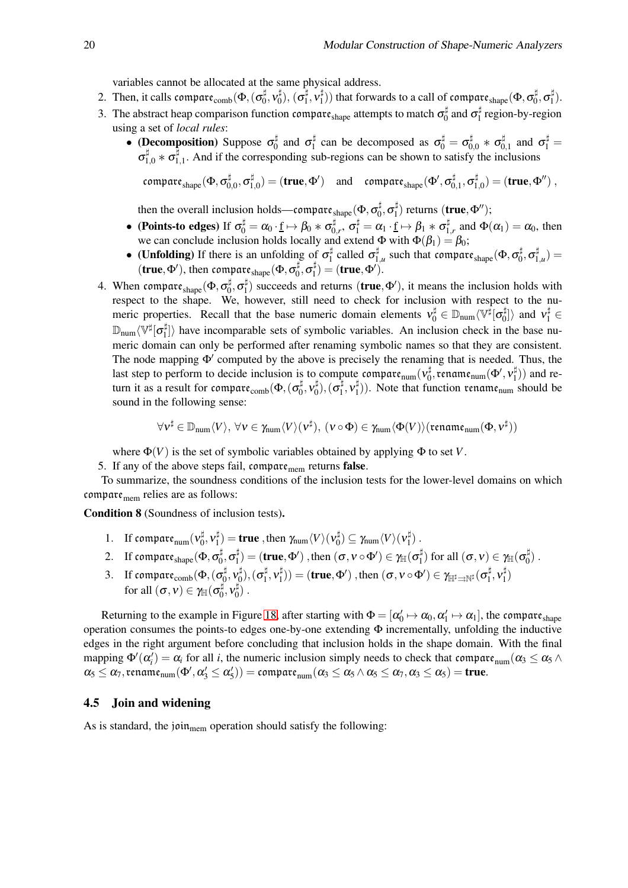variables cannot be allocated at the same physical address.

2. Then, it calls $\mathfrak{compare}_{\text{comb}}(\Phi, (\sigma_0^\sharp, \nu_0^\sharp), (\sigma_1^\sharp, \nu_1^\sharp))$ that forwards to a call of $\mathfrak{compare}_{\text{shape}}(\Phi, \sigma_0^\sharp, \sigma_1^\sharp)$.
3. The abstract heap comparison function $\mathfrak{compare}_{\text{shape}}$ attempts to match $\sigma_0^\sharp$ and $\sigma_1^\sharp$ region-by-region using a set of *local rules*:
   - **(Decomposition)** Suppose $\sigma_0^\sharp$ and $\sigma_1^\sharp$ can be decomposed as $\sigma_0^\sharp = \sigma_{0,0}^\sharp * \sigma_{0,1}^\sharp$ and $\sigma_1^\sharp = \sigma_{1,0}^\sharp * \sigma_{1,1}^\sharp$. And if the corresponding sub-regions can be shown to satisfy the inclusions

     $$\mathfrak{compare}_{\text{shape}}(\Phi, \sigma_{0,0}^\sharp, \sigma_{1,0}^\sharp) = (\textbf{true}, \Phi') \quad \text{and} \quad \mathfrak{compare}_{\text{shape}}(\Phi', \sigma_{0,1}^\sharp, \sigma_{1,0}^\sharp) = (\textbf{true}, \Phi''),$$

     then the overall inclusion holds—$\mathfrak{compare}_{\text{shape}}(\Phi, \sigma_0^\sharp, \sigma_1^\sharp)$ returns $(\textbf{true}, \Phi'')$;
   - **(Points-to edges)** If $\sigma_0^\sharp = \alpha_0 \cdot \underline{f} \mapsto \beta_0 * \sigma_{0,r}^\sharp$, $\sigma_1^\sharp = \alpha_1 \cdot \underline{f} \mapsto \beta_1 * \sigma_{1,r}^\sharp$ and $\Phi(\alpha_1) = \alpha_0$, then we can conclude inclusion holds locally and extend $\Phi$ with $\Phi(\beta_1) = \beta_0$;
   - **(Unfolding)** If there is an unfolding of $\sigma_1^\sharp$ called $\sigma_{1,u}^\sharp$ such that $\mathfrak{compare}_{\text{shape}}(\Phi, \sigma_0^\sharp, \sigma_{1,u}^\sharp) = (\textbf{true}, \Phi')$, then $\mathfrak{compare}_{\text{shape}}(\Phi, \sigma_0^\sharp, \sigma_1^\sharp) = (\textbf{true}, \Phi')$.
4. When $\mathfrak{compare}_{\text{shape}}(\Phi, \sigma_0^\sharp, \sigma_1^\sharp)$ succeeds and returns $(\textbf{true}, \Phi')$, it means the inclusion holds with respect to the shape. We, however, still need to check for inclusion with respect to the numeric properties. Recall that the base numeric domain elements $\nu_0^\sharp \in \mathbb{D}_{\text{num}}\langle \mathbb{V}^\sharp[\sigma_0^\sharp]\rangle$ and $\nu_1^\sharp \in \mathbb{D}_{\text{num}}\langle \mathbb{V}^\sharp[\sigma_1^\sharp]\rangle$ have incomparable sets of symbolic variables. An inclusion check in the base numeric domain can only be performed after renaming symbolic names so that they are consistent. The node mapping $\Phi'$ computed by the above is precisely the renaming that is needed. Thus, the last step to perform to decide inclusion is to compute $\mathfrak{compare}_{\text{num}}(\nu_0^\sharp, \mathfrak{rename}_{\text{num}}(\Phi', \nu_1^\sharp))$ and return it as a result for $\mathfrak{compare}_{\text{comb}}(\Phi, (\sigma_0^\sharp, \nu_0^\sharp), (\sigma_1^\sharp, \nu_1^\sharp))$. Note that function $\mathfrak{rename}_{\text{num}}$ should be sound in the following sense:

   $$\forall \nu^\sharp \in \mathbb{D}_{\text{num}}\langle V\rangle,\ \forall \nu \in \gamma_{\text{num}}\langle V\rangle(\nu^\sharp),\ (\nu \circ \Phi) \in \gamma_{\text{num}}\langle \Phi(V)\rangle(\mathfrak{rename}_{\text{num}}(\Phi, \nu^\sharp))$$

   where $\Phi(V)$ is the set of symbolic variables obtained by applying $\Phi$ to set $V$.
5. If any of the above steps fail, $\mathfrak{compare}_{\text{mem}}$ returns **false**.

To summarize, the soundness conditions of the inclusion tests for the lower-level domains on which $\mathfrak{compare}_{\text{mem}}$ relies are as follows:

**Condition 8** (Soundness of inclusion tests)**.**

1. If $\mathfrak{compare}_{\text{num}}(\nu_0^\sharp, \nu_1^\sharp) = \textbf{true}$ ,then $\gamma_{\text{num}}\langle V\rangle(\nu_0^\sharp) \subseteq \gamma_{\text{num}}\langle V\rangle(\nu_1^\sharp)$ .
2. If $\mathfrak{compare}_{\text{shape}}(\Phi, \sigma_0^\sharp, \sigma_1^\sharp) = (\textbf{true}, \Phi')$ ,then $(\sigma, \nu \circ \Phi') \in \gamma_{\mathbb{H}}(\sigma_1^\sharp)$ for all $(\sigma, \nu) \in \gamma_{\mathbb{H}}(\sigma_0^\sharp)$ .
3. If $\mathfrak{compare}_{\text{comb}}(\Phi, (\sigma_0^\sharp, \nu_0^\sharp), (\sigma_1^\sharp, \nu_1^\sharp)) = (\textbf{true}, \Phi')$ ,then $(\sigma, \nu \circ \Phi') \in \gamma_{\mathbb{H}^\sharp \rightrightarrows \mathbb{N}^\sharp}(\sigma_1^\sharp, \nu_1^\sharp)$ for all $(\sigma, \nu) \in \gamma_{\mathbb{H}}(\sigma_0^\sharp, \nu_0^\sharp)$ .

Returning to the example in Figure 18, after starting with $\Phi = [\alpha'_0 \mapsto \alpha_0, \alpha'_1 \mapsto \alpha_1]$, the $\mathfrak{compare}_{\text{shape}}$ operation consumes the points-to edges one-by-one extending $\Phi$ incrementally, unfolding the inductive edges in the right argument before concluding that inclusion holds in the shape domain. With the final mapping $\Phi'(\alpha'_i) = \alpha_i$ for all $i$, the numeric inclusion simply needs to check that $\mathfrak{compare}_{\text{num}}(\alpha_3 \leq \alpha_5 \wedge \alpha_5 \leq \alpha_7, \mathfrak{rename}_{\text{num}}(\Phi', \alpha'_3 \leq \alpha'_5)) = \mathfrak{compare}_{\text{num}}(\alpha_3 \leq \alpha_5 \wedge \alpha_5 \leq \alpha_7, \alpha_3 \leq \alpha_5) = \textbf{true}$.

### 4.5 Join and widening

As is standard, the $\mathfrak{join}_{\text{mem}}$ operation should satisfy the following: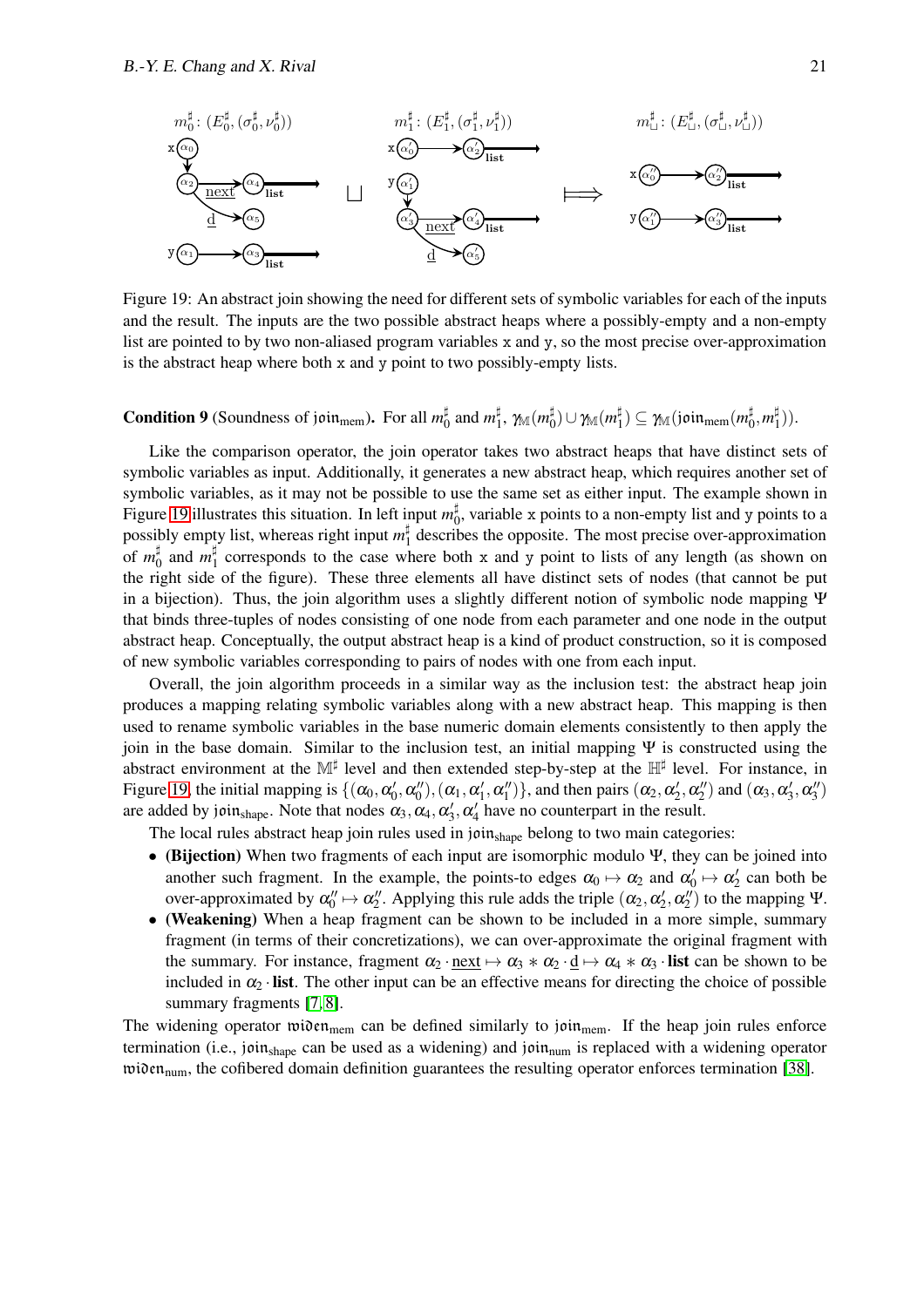Figure 19: An abstract join showing the need for different sets of symbolic variables for each of the inputs and the result. The inputs are the two possible abstract heaps where a possibly-empty and a non-empty list are pointed to by two non-aliased program variables x and y, so the most precise over-approximation is the abstract heap where both x and y point to two possibly-empty lists.

**Condition 9** (Soundness of $\mathfrak{join}_{\mathrm{mem}}$)**.** For all $m_0^\sharp$ and $m_1^\sharp$, $\gamma_{\mathbb{M}}(m_0^\sharp) \cup \gamma_{\mathbb{M}}(m_1^\sharp) \subseteq \gamma_{\mathbb{M}}(\mathfrak{join}_{\mathrm{mem}}(m_0^\sharp, m_1^\sharp))$.

Like the comparison operator, the join operator takes two abstract heaps that have distinct sets of symbolic variables as input. Additionally, it generates a new abstract heap, which requires another set of symbolic variables, as it may not be possible to use the same set as either input. The example shown in Figure 19 illustrates this situation. In left input $m_0^\sharp$, variable x points to a non-empty list and y points to a possibly empty list, whereas right input $m_1^\sharp$ describes the opposite. The most precise over-approximation of $m_0^\sharp$ and $m_1^\sharp$ corresponds to the case where both x and y point to lists of any length (as shown on the right side of the figure). These three elements all have distinct sets of nodes (that cannot be put in a bijection). Thus, the join algorithm uses a slightly different notion of symbolic node mapping $\Psi$ that binds three-tuples of nodes consisting of one node from each parameter and one node in the output abstract heap. Conceptually, the output abstract heap is a kind of product construction, so it is composed of new symbolic variables corresponding to pairs of nodes with one from each input.

Overall, the join algorithm proceeds in a similar way as the inclusion test: the abstract heap join produces a mapping relating symbolic variables along with a new abstract heap. This mapping is then used to rename symbolic variables in the base numeric domain elements consistently to then apply the join in the base domain. Similar to the inclusion test, an initial mapping $\Psi$ is constructed using the abstract environment at the $\mathbb{M}^\sharp$ level and then extended step-by-step at the $\mathbb{H}^\sharp$ level. For instance, in Figure 19, the initial mapping is $\{(\alpha_0, \alpha_0', \alpha_0''), (\alpha_1, \alpha_1', \alpha_1'')\}$, and then pairs $(\alpha_2, \alpha_2', \alpha_2'')$ and $(\alpha_3, \alpha_3', \alpha_3'')$ are added by $\mathfrak{join}_{\mathrm{shape}}$. Note that nodes $\alpha_3, \alpha_4, \alpha_3', \alpha_4'$ have no counterpart in the result.

The local rules abstract heap join rules used in $\mathfrak{join}_{\mathrm{shape}}$ belong to two main categories:

- **(Bijection)** When two fragments of each input are isomorphic modulo $\Psi$, they can be joined into another such fragment. In the example, the points-to edges $\alpha_0 \mapsto \alpha_2$ and $\alpha_0' \mapsto \alpha_2'$ can both be over-approximated by $\alpha_0'' \mapsto \alpha_2''$. Applying this rule adds the triple $(\alpha_2, \alpha_2', \alpha_2'')$ to the mapping $\Psi$.
- **(Weakening)** When a heap fragment can be shown to be included in a more simple, summary fragment (in terms of their concretizations), we can over-approximate the original fragment with the summary. For instance, fragment $\alpha_2 \cdot \underline{\mathrm{next}} \mapsto \alpha_3 * \alpha_2 \cdot \underline{\mathrm{d}} \mapsto \alpha_4 * \alpha_3 \cdot \mathbf{list}$ can be shown to be included in $\alpha_2 \cdot \mathbf{list}$. The other input can be an effective means for directing the choice of possible summary fragments [7, 8].

The widening operator $\mathfrak{widen}_{\mathrm{mem}}$ can be defined similarly to $\mathfrak{join}_{\mathrm{mem}}$. If the heap join rules enforce termination (i.e., $\mathfrak{join}_{\mathrm{shape}}$ can be used as a widening) and $\mathfrak{join}_{\mathrm{num}}$ is replaced with a widening operator $\mathfrak{widen}_{\mathrm{num}}$, the cofibered domain definition guarantees the resulting operator enforces termination [38].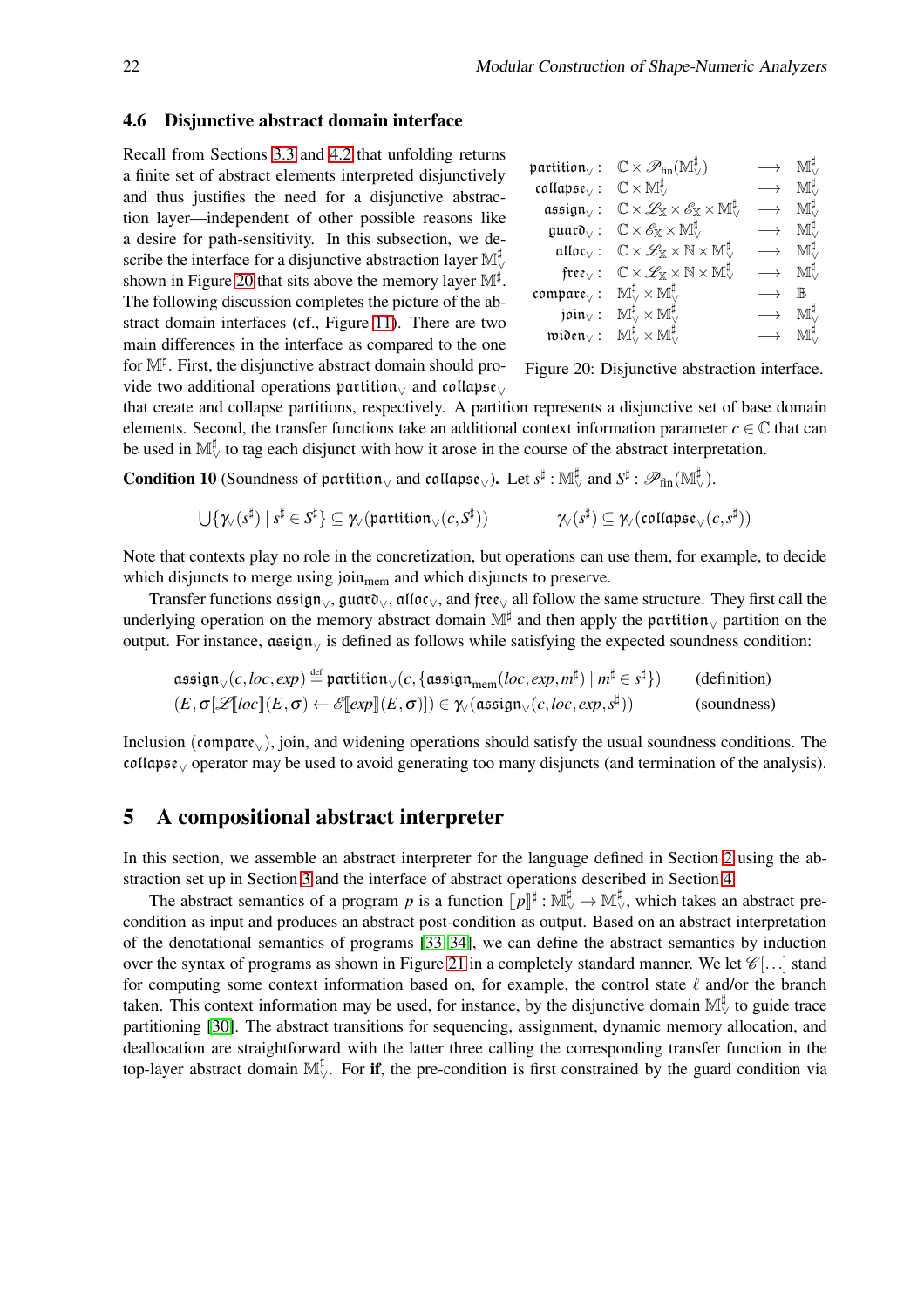### 4.6 Disjunctive abstract domain interface

Recall from Sections 3.3 and 4.2 that unfolding returns a finite set of abstract elements interpreted disjunctively and thus justifies the need for a disjunctive abstraction layer—independent of other possible reasons like a desire for path-sensitivity. In this subsection, we describe the interface for a disjunctive abstraction layer $\mathbb{M}^\sharp_\vee$ shown in Figure 20 that sits above the memory layer $\mathbb{M}^\sharp$. The following discussion completes the picture of the abstract domain interfaces (cf., Figure 11). There are two main differences in the interface as compared to the one for $\mathbb{M}^\sharp$. First, the disjunctive abstract domain should provide two additional operations $\mathfrak{partition}_\vee$ and $\mathfrak{collapse}_\vee$ that create and collapse partitions, respectively. A partition represents a disjunctive set of base domain elements. Second, the transfer functions take an additional context information parameter $c \in \mathbb{C}$ that can be used in $\mathbb{M}^\sharp_\vee$ to tag each disjunct with how it arose in the course of the abstract interpretation.

$$
\begin{array}{rlcl}
\mathfrak{partition}_\vee : & \mathbb{C} \times \mathscr{P}_{\mathrm{fin}}(\mathbb{M}^\sharp_\vee) & \longrightarrow & \mathbb{M}^\sharp_\vee \\
\mathfrak{collapse}_\vee : & \mathbb{C} \times \mathbb{M}^\sharp_\vee & \longrightarrow & \mathbb{M}^\sharp_\vee \\
\mathfrak{assign}_\vee : & \mathbb{C} \times \mathscr{L}_\mathbb{X} \times \mathscr{E}_\mathbb{X} \times \mathbb{M}^\sharp_\vee & \longrightarrow & \mathbb{M}^\sharp_\vee \\
\mathfrak{guard}_\vee : & \mathbb{C} \times \mathscr{E}_\mathbb{X} \times \mathbb{M}^\sharp_\vee & \longrightarrow & \mathbb{M}^\sharp_\vee \\
\mathfrak{alloc}_\vee : & \mathbb{C} \times \mathscr{L}_\mathbb{X} \times \mathbb{N} \times \mathbb{M}^\sharp_\vee & \longrightarrow & \mathbb{M}^\sharp_\vee \\
\mathfrak{free}_\vee : & \mathbb{C} \times \mathscr{L}_\mathbb{X} \times \mathbb{N} \times \mathbb{M}^\sharp_\vee & \longrightarrow & \mathbb{M}^\sharp_\vee \\
\mathfrak{compare}_\vee : & \mathbb{M}^\sharp_\vee \times \mathbb{M}^\sharp_\vee & \longrightarrow & \mathbb{B} \\
\mathfrak{join}_\vee : & \mathbb{M}^\sharp_\vee \times \mathbb{M}^\sharp_\vee & \longrightarrow & \mathbb{M}^\sharp_\vee \\
\mathfrak{widen}_\vee : & \mathbb{M}^\sharp_\vee \times \mathbb{M}^\sharp_\vee & \longrightarrow & \mathbb{M}^\sharp_\vee
\end{array}
$$

Figure 20: Disjunctive abstraction interface.

**Condition 10** (Soundness of $\mathfrak{partition}_\vee$ and $\mathfrak{collapse}_\vee$)**.** Let $s^\sharp : \mathbb{M}^\sharp_\vee$ and $S^\sharp : \mathscr{P}_{\mathrm{fin}}(\mathbb{M}^\sharp_\vee)$.

$$
\bigcup\{\gamma_\vee(s^\sharp) \mid s^\sharp \in S^\sharp\} \subseteq \gamma_\vee(\mathfrak{partition}_\vee(c, S^\sharp)) \qquad\qquad \gamma_\vee(s^\sharp) \subseteq \gamma_\vee(\mathfrak{collapse}_\vee(c, s^\sharp))
$$

Note that contexts play no role in the concretization, but operations can use them, for example, to decide which disjuncts to merge using $\mathfrak{join}_{\mathrm{mem}}$ and which disjuncts to preserve.

Transfer functions $\mathfrak{assign}_\vee$, $\mathfrak{guard}_\vee$, $\mathfrak{alloc}_\vee$, and $\mathfrak{free}_\vee$ all follow the same structure. They first call the underlying operation on the memory abstract domain $\mathbb{M}^\sharp$ and then apply the $\mathfrak{partition}_\vee$ partition on the output. For instance, $\mathfrak{assign}_\vee$ is defined as follows while satisfying the expected soundness condition:

$$
\begin{array}{ll}
\mathfrak{assign}_\vee(c, loc, exp) \stackrel{\mathrm{def}}{=} \mathfrak{partition}_\vee(c, \{\mathfrak{assign}_{\mathrm{mem}}(loc, exp, m^\sharp) \mid m^\sharp \in s^\sharp\}) & \text{(definition)} \\
(E, \sigma[\mathscr{L}[\![loc]\!](E,\sigma) \leftarrow \mathscr{E}[\![exp]\!](E,\sigma)]) \in \gamma_\vee(\mathfrak{assign}_\vee(c, loc, exp, s^\sharp)) & \text{(soundness)}
\end{array}
$$

Inclusion ($\mathfrak{compare}_\vee$), join, and widening operations should satisfy the usual soundness conditions. The $\mathfrak{collapse}_\vee$ operator may be used to avoid generating too many disjuncts (and termination of the analysis).

## 5 A compositional abstract interpreter

In this section, we assemble an abstract interpreter for the language defined in Section 2 using the abstraction set up in Section 3 and the interface of abstract operations described in Section 4.

The abstract semantics of a program $p$ is a function $[\![p]\!]^\sharp : \mathbb{M}^\sharp_\vee \to \mathbb{M}^\sharp_\vee$, which takes an abstract pre-condition as input and produces an abstract post-condition as output. Based on an abstract interpretation of the denotational semantics of programs [33, 34], we can define the abstract semantics by induction over the syntax of programs as shown in Figure 21 in a completely standard manner. We let $\mathscr{C}[\ldots]$ stand for computing some context information based on, for example, the control state $\ell$ and/or the branch taken. This context information may be used, for instance, by the disjunctive domain $\mathbb{M}^\sharp_\vee$ to guide trace partitioning [30]. The abstract transitions for sequencing, assignment, dynamic memory allocation, and deallocation are straightforward with the latter three calling the corresponding transfer function in the top-layer abstract domain $\mathbb{M}^\sharp_\vee$. For **if**, the pre-condition is first constrained by the guard condition via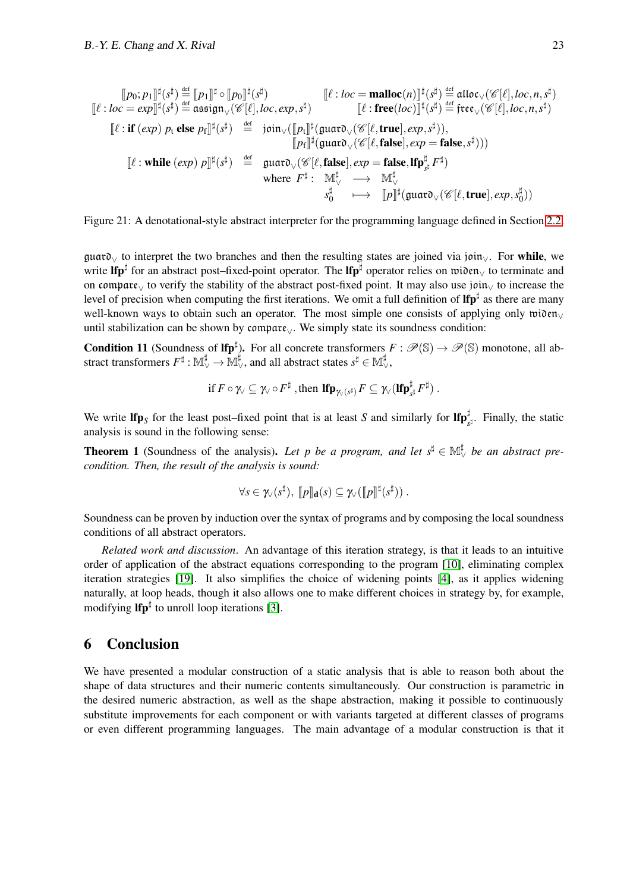$$
\begin{array}{ll}
[\![p_0; p_1]\!]^\sharp(s^\sharp) \stackrel{\text{def}}{=} [\![p_1]\!]^\sharp \circ [\![p_0]\!]^\sharp(s^\sharp) & [\![\ell : loc = \mathbf{malloc}(n)]\!]^\sharp(s^\sharp) \stackrel{\text{def}}{=} \mathfrak{alloc}_\vee(\mathscr{C}[\ell], loc, n, s^\sharp) \\
[\![\ell : loc = exp]\!]^\sharp(s^\sharp) \stackrel{\text{def}}{=} \mathfrak{assign}_\vee(\mathscr{C}[\ell], loc, exp, s^\sharp) & [\![\ell : \mathbf{free}(loc)]\!]^\sharp(s^\sharp) \stackrel{\text{def}}{=} \mathfrak{free}_\vee(\mathscr{C}[\ell], loc, n, s^\sharp)
\end{array}
$$

$$
\begin{array}{rcl}
[\![\ell : \mathbf{if}\ (exp)\ p_t\ \mathbf{else}\ p_f]\!]^\sharp(s^\sharp) & \stackrel{\text{def}}{=} & \mathfrak{join}_\vee([\![p_t]\!]^\sharp(\mathfrak{guard}_\vee(\mathscr{C}[\ell, \mathbf{true}], exp, s^\sharp)), \\
& & \qquad [\![p_f]\!]^\sharp(\mathfrak{guard}_\vee(\mathscr{C}[\ell, \mathbf{false}], exp = \mathbf{false}, s^\sharp))) \\
[\![\ell : \mathbf{while}\ (exp)\ p]\!]^\sharp(s^\sharp) & \stackrel{\text{def}}{=} & \mathfrak{guard}_\vee(\mathscr{C}[\ell, \mathbf{false}], exp = \mathbf{false}, \mathbf{lfp}^\sharp_{s^\sharp} F^\sharp) \\
& & \text{where } F^\sharp : \ \mathbb{M}^\sharp_\vee \longrightarrow \mathbb{M}^\sharp_\vee \\
& & \qquad\qquad s^\sharp_0 \longmapsto [\![p]\!]^\sharp(\mathfrak{guard}_\vee(\mathscr{C}[\ell, \mathbf{true}], exp, s^\sharp_0))
\end{array}
$$

Figure 21: A denotational-style abstract interpreter for the programming language defined in Section 2.2.

$\mathfrak{guard}_\vee$ to interpret the two branches and then the resulting states are joined via $\mathfrak{join}_\vee$. For **while**, we write $\mathbf{lfp}^\sharp$ for an abstract post–fixed-point operator. The $\mathbf{lfp}^\sharp$ operator relies on $\mathfrak{widen}_\vee$ to terminate and on $\mathfrak{compare}_\vee$ to verify the stability of the abstract post-fixed point. It may also use $\mathfrak{join}_\vee$ to increase the level of precision when computing the first iterations. We omit a full definition of $\mathbf{lfp}^\sharp$ as there are many well-known ways to obtain such an operator. The most simple one consists of applying only $\mathfrak{widen}_\vee$ until stabilization can be shown by $\mathfrak{compare}_\vee$. We simply state its soundness condition:

**Condition 11** (Soundness of $\mathbf{lfp}^\sharp$)**.** For all concrete transformers $F : \mathscr{P}(\mathbb{S}) \to \mathscr{P}(\mathbb{S})$ monotone, all abstract transformers $F^\sharp : \mathbb{M}^\sharp_\vee \to \mathbb{M}^\sharp_\vee$, and all abstract states $s^\sharp \in \mathbb{M}^\sharp_\vee$,

$$
\text{if } F \circ \gamma_\vee \subseteq \gamma_\vee \circ F^\sharp \text{ , then } \mathbf{lfp}_{\gamma_\vee(s^\sharp)} F \subseteq \gamma_\vee(\mathbf{lfp}^\sharp_{s^\sharp} F^\sharp) \ .
$$

We write $\mathbf{lfp}_S$ for the least post–fixed point that is at least $S$ and similarly for $\mathbf{lfp}^\sharp_{s^\sharp}$. Finally, the static analysis is sound in the following sense:

**Theorem 1** (Soundness of the analysis)**.** *Let $p$ be a program, and let $s^\sharp \in \mathbb{M}^\sharp_\vee$ be an abstract pre-condition. Then, the result of the analysis is sound:*

$$
\forall s \in \gamma_\vee(s^\sharp),\ [\![p]\!]_{\mathfrak{a}}(s) \subseteq \gamma_\vee([\![p]\!]^\sharp(s^\sharp)) \ .
$$

Soundness can be proven by induction over the syntax of programs and by composing the local soundness conditions of all abstract operators.

*Related work and discussion*. An advantage of this iteration strategy, is that it leads to an intuitive order of application of the abstract equations corresponding to the program [10], eliminating complex iteration strategies [19]. It also simplifies the choice of widening points [4], as it applies widening naturally, at loop heads, though it also allows one to make different choices in strategy by, for example, modifying $\mathbf{lfp}^\sharp$ to unroll loop iterations [3].

## 6 Conclusion

We have presented a modular construction of a static analysis that is able to reason both about the shape of data structures and their numeric contents simultaneously. Our construction is parametric in the desired numeric abstraction, as well as the shape abstraction, making it possible to continuously substitute improvements for each component or with variants targeted at different classes of programs or even different programming languages. The main advantage of a modular construction is that it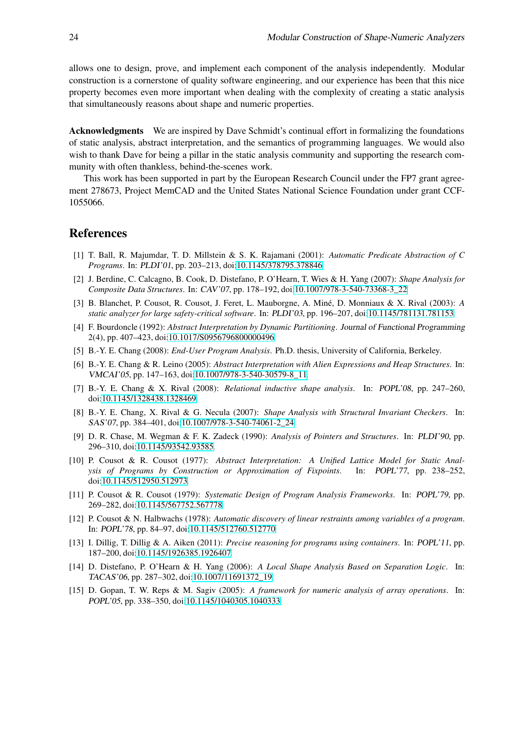allows one to design, prove, and implement each component of the analysis independently. Modular construction is a cornerstone of quality software engineering, and our experience has been that this nice property becomes even more important when dealing with the complexity of creating a static analysis that simultaneously reasons about shape and numeric properties.

**Acknowledgments** We are inspired by Dave Schmidt's continual effort in formalizing the foundations of static analysis, abstract interpretation, and the semantics of programming languages. We would also wish to thank Dave for being a pillar in the static analysis community and supporting the research community with often thankless, behind-the-scenes work.

This work has been supported in part by the European Research Council under the FP7 grant agreement 278673, Project MemCAD and the United States National Science Foundation under grant CCF-1055066.

## References

[1] T. Ball, R. Majumdar, T. D. Millstein & S. K. Rajamani (2001): *Automatic Predicate Abstraction of C Programs*. In: *PLDI'01*, pp. 203–213, doi:10.1145/378795.378846.

[2] J. Berdine, C. Calcagno, B. Cook, D. Distefano, P. O'Hearn, T. Wies & H. Yang (2007): *Shape Analysis for Composite Data Structures*. In: *CAV'07*, pp. 178–192, doi:10.1007/978-3-540-73368-3_22.

[3] B. Blanchet, P. Cousot, R. Cousot, J. Feret, L. Mauborgne, A. Miné, D. Monniaux & X. Rival (2003): *A static analyzer for large safety-critical software*. In: *PLDI'03*, pp. 196–207, doi:10.1145/781131.781153.

[4] F. Bourdoncle (1992): *Abstract Interpretation by Dynamic Partitioning*. Journal of Functional Programming 2(4), pp. 407–423, doi:10.1017/S0956796800000496.

[5] B.-Y. E. Chang (2008): *End-User Program Analysis*. Ph.D. thesis, University of California, Berkeley.

[6] B.-Y. E. Chang & R. Leino (2005): *Abstract Interpretation with Alien Expressions and Heap Structures*. In: *VMCAI'05*, pp. 147–163, doi:10.1007/978-3-540-30579-8_11.

[7] B.-Y. E. Chang & X. Rival (2008): *Relational inductive shape analysis*. In: *POPL'08*, pp. 247–260, doi:10.1145/1328438.1328469.

[8] B.-Y. E. Chang, X. Rival & G. Necula (2007): *Shape Analysis with Structural Invariant Checkers*. In: *SAS'07*, pp. 384–401, doi:10.1007/978-3-540-74061-2_24.

[9] D. R. Chase, M. Wegman & F. K. Zadeck (1990): *Analysis of Pointers and Structures*. In: *PLDI'90*, pp. 296–310, doi:10.1145/93542.93585.

[10] P. Cousot & R. Cousot (1977): *Abstract Interpretation: A Unified Lattice Model for Static Analysis of Programs by Construction or Approximation of Fixpoints*. In: *POPL'77*, pp. 238–252, doi:10.1145/512950.512973.

[11] P. Cousot & R. Cousot (1979): *Systematic Design of Program Analysis Frameworks*. In: *POPL'79*, pp. 269–282, doi:10.1145/567752.567778.

[12] P. Cousot & N. Halbwachs (1978): *Automatic discovery of linear restraints among variables of a program*. In: *POPL'78*, pp. 84–97, doi:10.1145/512760.512770.

[13] I. Dillig, T. Dillig & A. Aiken (2011): *Precise reasoning for programs using containers*. In: *POPL'11*, pp. 187–200, doi:10.1145/1926385.1926407.

[14] D. Distefano, P. O'Hearn & H. Yang (2006): *A Local Shape Analysis Based on Separation Logic*. In: *TACAS'06*, pp. 287–302, doi:10.1007/11691372_19.

[15] D. Gopan, T. W. Reps & M. Sagiv (2005): *A framework for numeric analysis of array operations*. In: *POPL'05*, pp. 338–350, doi:10.1145/1040305.1040333.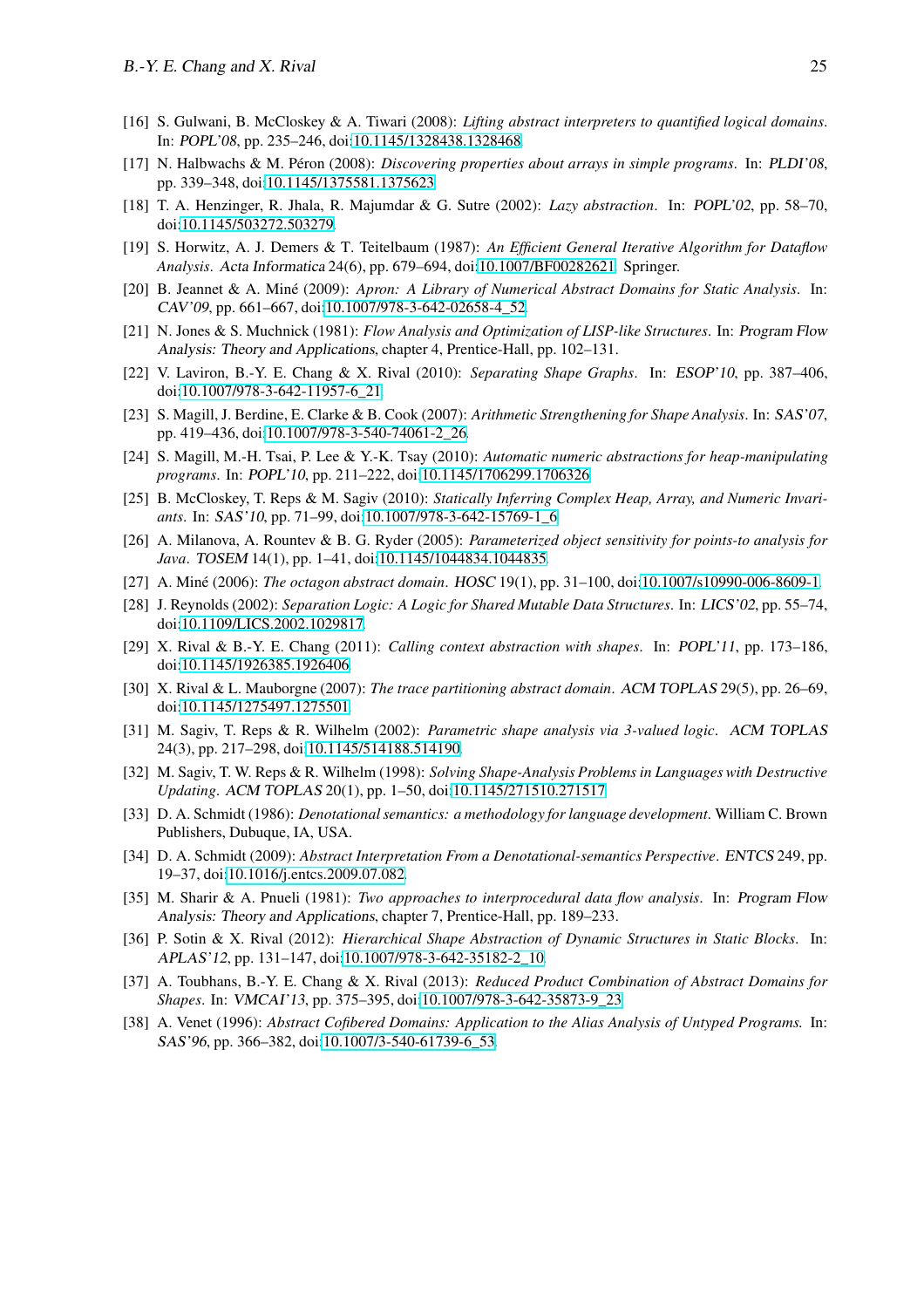[16] S. Gulwani, B. McCloskey & A. Tiwari (2008): *Lifting abstract interpreters to quantified logical domains*. In: *POPL'08*, pp. 235–246, doi:10.1145/1328438.1328468.

[17] N. Halbwachs & M. Péron (2008): *Discovering properties about arrays in simple programs*. In: *PLDI'08*, pp. 339–348, doi:10.1145/1375581.1375623.

[18] T. A. Henzinger, R. Jhala, R. Majumdar & G. Sutre (2002): *Lazy abstraction*. In: *POPL'02*, pp. 58–70, doi:10.1145/503272.503279.

[19] S. Horwitz, A. J. Demers & T. Teitelbaum (1987): *An Efficient General Iterative Algorithm for Dataflow Analysis*. Acta Informatica 24(6), pp. 679–694, doi:10.1007/BF00282621. Springer.

[20] B. Jeannet & A. Miné (2009): *Apron: A Library of Numerical Abstract Domains for Static Analysis*. In: *CAV'09*, pp. 661–667, doi:10.1007/978-3-642-02658-4_52.

[21] N. Jones & S. Muchnick (1981): *Flow Analysis and Optimization of LISP-like Structures*. In: Program Flow Analysis: Theory and Applications, chapter 4, Prentice-Hall, pp. 102–131.

[22] V. Laviron, B.-Y. E. Chang & X. Rival (2010): *Separating Shape Graphs*. In: *ESOP'10*, pp. 387–406, doi:10.1007/978-3-642-11957-6_21.

[23] S. Magill, J. Berdine, E. Clarke & B. Cook (2007): *Arithmetic Strengthening for Shape Analysis*. In: *SAS'07*, pp. 419–436, doi:10.1007/978-3-540-74061-2_26.

[24] S. Magill, M.-H. Tsai, P. Lee & Y.-K. Tsay (2010): *Automatic numeric abstractions for heap-manipulating programs*. In: *POPL'10*, pp. 211–222, doi:10.1145/1706299.1706326.

[25] B. McCloskey, T. Reps & M. Sagiv (2010): *Statically Inferring Complex Heap, Array, and Numeric Invariants*. In: *SAS'10*, pp. 71–99, doi:10.1007/978-3-642-15769-1_6.

[26] A. Milanova, A. Rountev & B. G. Ryder (2005): *Parameterized object sensitivity for points-to analysis for Java*. *TOSEM* 14(1), pp. 1–41, doi:10.1145/1044834.1044835.

[27] A. Miné (2006): *The octagon abstract domain*. *HOSC* 19(1), pp. 31–100, doi:10.1007/s10990-006-8609-1.

[28] J. Reynolds (2002): *Separation Logic: A Logic for Shared Mutable Data Structures*. In: *LICS'02*, pp. 55–74, doi:10.1109/LICS.2002.1029817.

[29] X. Rival & B.-Y. E. Chang (2011): *Calling context abstraction with shapes*. In: *POPL'11*, pp. 173–186, doi:10.1145/1926385.1926406.

[30] X. Rival & L. Mauborgne (2007): *The trace partitioning abstract domain*. *ACM TOPLAS* 29(5), pp. 26–69, doi:10.1145/1275497.1275501.

[31] M. Sagiv, T. Reps & R. Wilhelm (2002): *Parametric shape analysis via 3-valued logic*. *ACM TOPLAS* 24(3), pp. 217–298, doi:10.1145/514188.514190.

[32] M. Sagiv, T. W. Reps & R. Wilhelm (1998): *Solving Shape-Analysis Problems in Languages with Destructive Updating*. *ACM TOPLAS* 20(1), pp. 1–50, doi:10.1145/271510.271517.

[33] D. A. Schmidt (1986): *Denotational semantics: a methodology for language development*. William C. Brown Publishers, Dubuque, IA, USA.

[34] D. A. Schmidt (2009): *Abstract Interpretation From a Denotational-semantics Perspective*. *ENTCS* 249, pp. 19–37, doi:10.1016/j.entcs.2009.07.082.

[35] M. Sharir & A. Pnueli (1981): *Two approaches to interprocedural data flow analysis*. In: Program Flow Analysis: Theory and Applications, chapter 7, Prentice-Hall, pp. 189–233.

[36] P. Sotin & X. Rival (2012): *Hierarchical Shape Abstraction of Dynamic Structures in Static Blocks*. In: *APLAS'12*, pp. 131–147, doi:10.1007/978-3-642-35182-2_10.

[37] A. Toubhans, B.-Y. E. Chang & X. Rival (2013): *Reduced Product Combination of Abstract Domains for Shapes*. In: *VMCAI'13*, pp. 375–395, doi:10.1007/978-3-642-35873-9_23.

[38] A. Venet (1996): *Abstract Cofibered Domains: Application to the Alias Analysis of Untyped Programs*. In: *SAS'96*, pp. 366–382, doi:10.1007/3-540-61739-6_53.